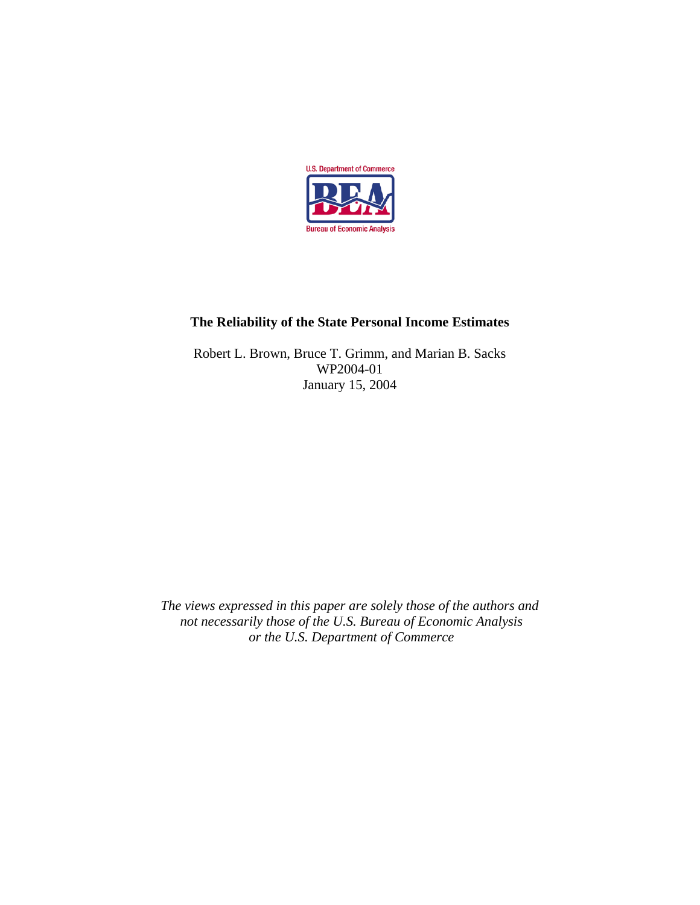U.S. Department of Commerce

BEA

Bureau of Economic Analysis

# The Reliability of the State Personal Income Estimates

Robert L. Brown, Bruce T. Grimm, and Marian B. Sacks
WP2004-01
January 15, 2004

*The views expressed in this paper are solely those of the authors and not necessarily those of the U.S. Bureau of Economic Analysis or the U.S. Department of Commerce*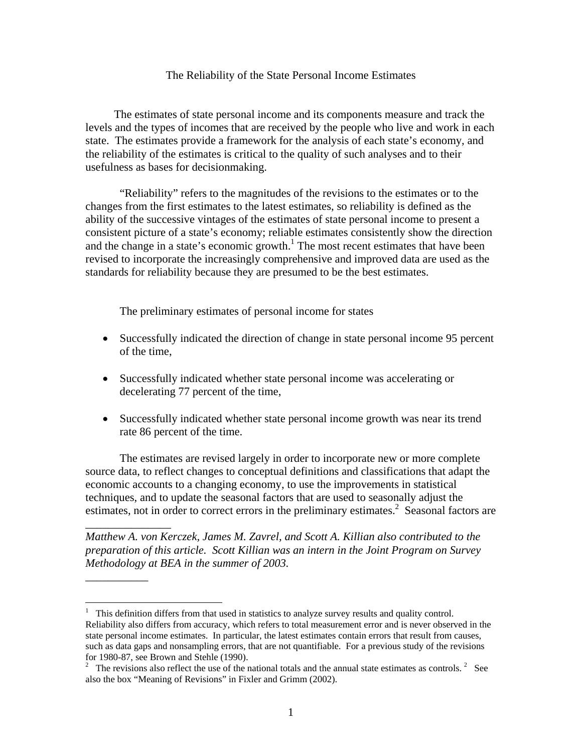The Reliability of the State Personal Income Estimates

The estimates of state personal income and its components measure and track the levels and the types of incomes that are received by the people who live and work in each state. The estimates provide a framework for the analysis of each state's economy, and the reliability of the estimates is critical to the quality of such analyses and to their usefulness as bases for decisionmaking.

"Reliability" refers to the magnitudes of the revisions to the estimates or to the changes from the first estimates to the latest estimates, so reliability is defined as the ability of the successive vintages of the estimates of state personal income to present a consistent picture of a state's economy; reliable estimates consistently show the direction and the change in a state's economic growth.[1] The most recent estimates that have been revised to incorporate the increasingly comprehensive and improved data are used as the standards for reliability because they are presumed to be the best estimates.

The preliminary estimates of personal income for states

- Successfully indicated the direction of change in state personal income 95 percent of the time,
- Successfully indicated whether state personal income was accelerating or decelerating 77 percent of the time,
- Successfully indicated whether state personal income growth was near its trend rate 86 percent of the time.

The estimates are revised largely in order to incorporate new or more complete source data, to reflect changes to conceptual definitions and classifications that adapt the economic accounts to a changing economy, to use the improvements in statistical techniques, and to update the seasonal factors that are used to seasonally adjust the estimates, not in order to correct errors in the preliminary estimates.[2] Seasonal factors are

---

*Matthew A. von Kerczek, James M. Zavrel, and Scott A. Killian also contributed to the preparation of this article. Scott Killian was an intern in the Joint Program on Survey Methodology at BEA in the summer of 2003.*

---

[1] This definition differs from that used in statistics to analyze survey results and quality control. Reliability also differs from accuracy, which refers to total measurement error and is never observed in the state personal income estimates. In particular, the latest estimates contain errors that result from causes, such as data gaps and nonsampling errors, that are not quantifiable. For a previous study of the revisions for 1980-87, see Brown and Stehle (1990).

[2] The revisions also reflect the use of the national totals and the annual state estimates as controls. [2] See also the box "Meaning of Revisions" in Fixler and Grimm (2002).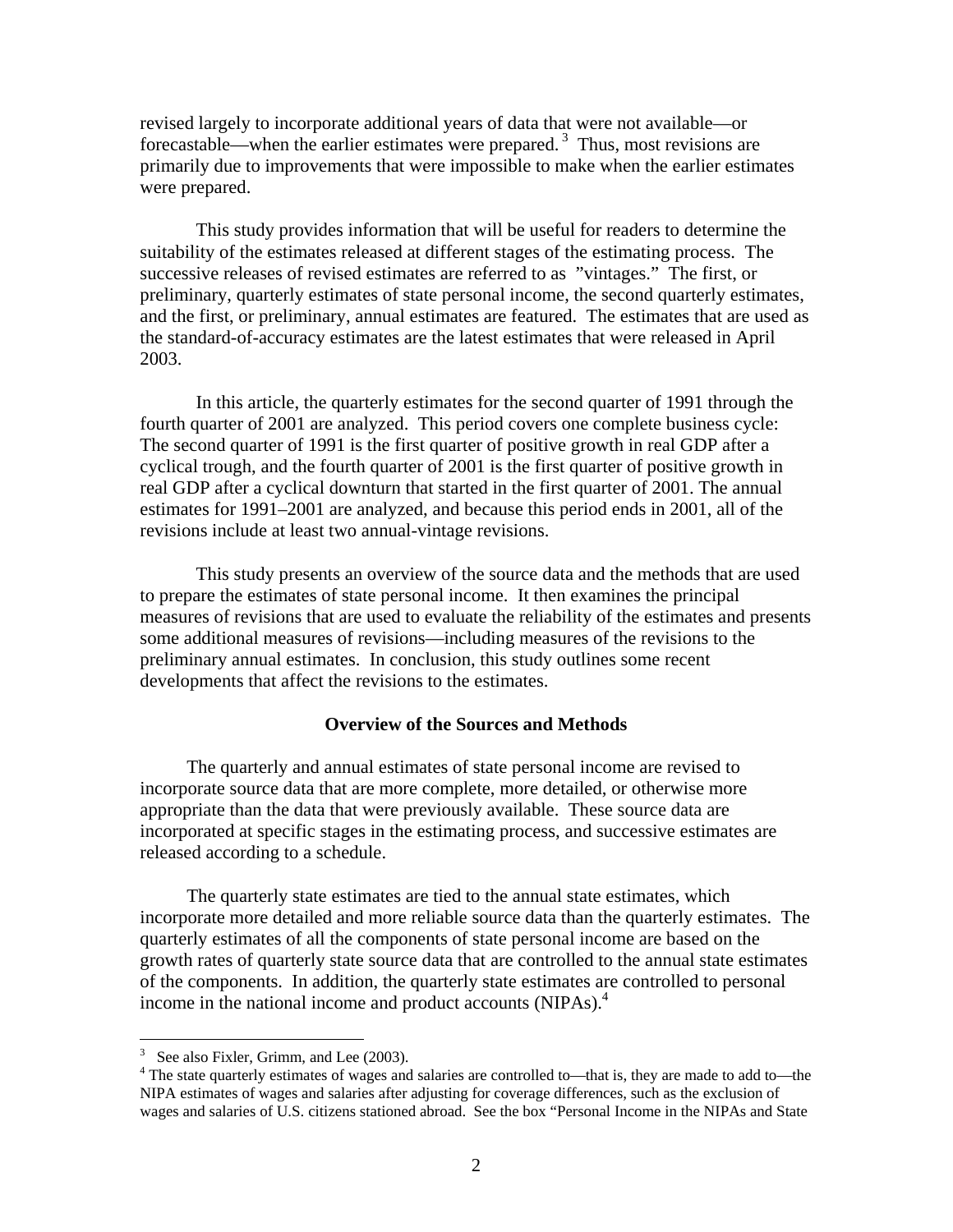revised largely to incorporate additional years of data that were not available—or forecastable—when the earlier estimates were prepared.[3] Thus, most revisions are primarily due to improvements that were impossible to make when the earlier estimates were prepared.

This study provides information that will be useful for readers to determine the suitability of the estimates released at different stages of the estimating process. The successive releases of revised estimates are referred to as "vintages." The first, or preliminary, quarterly estimates of state personal income, the second quarterly estimates, and the first, or preliminary, annual estimates are featured. The estimates that are used as the standard-of-accuracy estimates are the latest estimates that were released in April 2003.

In this article, the quarterly estimates for the second quarter of 1991 through the fourth quarter of 2001 are analyzed. This period covers one complete business cycle: The second quarter of 1991 is the first quarter of positive growth in real GDP after a cyclical trough, and the fourth quarter of 2001 is the first quarter of positive growth in real GDP after a cyclical downturn that started in the first quarter of 2001. The annual estimates for 1991–2001 are analyzed, and because this period ends in 2001, all of the revisions include at least two annual-vintage revisions.

This study presents an overview of the source data and the methods that are used to prepare the estimates of state personal income. It then examines the principal measures of revisions that are used to evaluate the reliability of the estimates and presents some additional measures of revisions—including measures of the revisions to the preliminary annual estimates. In conclusion, this study outlines some recent developments that affect the revisions to the estimates.

## Overview of the Sources and Methods

The quarterly and annual estimates of state personal income are revised to incorporate source data that are more complete, more detailed, or otherwise more appropriate than the data that were previously available. These source data are incorporated at specific stages in the estimating process, and successive estimates are released according to a schedule.

The quarterly state estimates are tied to the annual state estimates, which incorporate more detailed and more reliable source data than the quarterly estimates. The quarterly estimates of all the components of state personal income are based on the growth rates of quarterly state source data that are controlled to the annual state estimates of the components. In addition, the quarterly state estimates are controlled to personal income in the national income and product accounts (NIPAs).[4]

---

[3] See also Fixler, Grimm, and Lee (2003).

[4] The state quarterly estimates of wages and salaries are controlled to—that is, they are made to add to—the NIPA estimates of wages and salaries after adjusting for coverage differences, such as the exclusion of wages and salaries of U.S. citizens stationed abroad. See the box "Personal Income in the NIPAs and State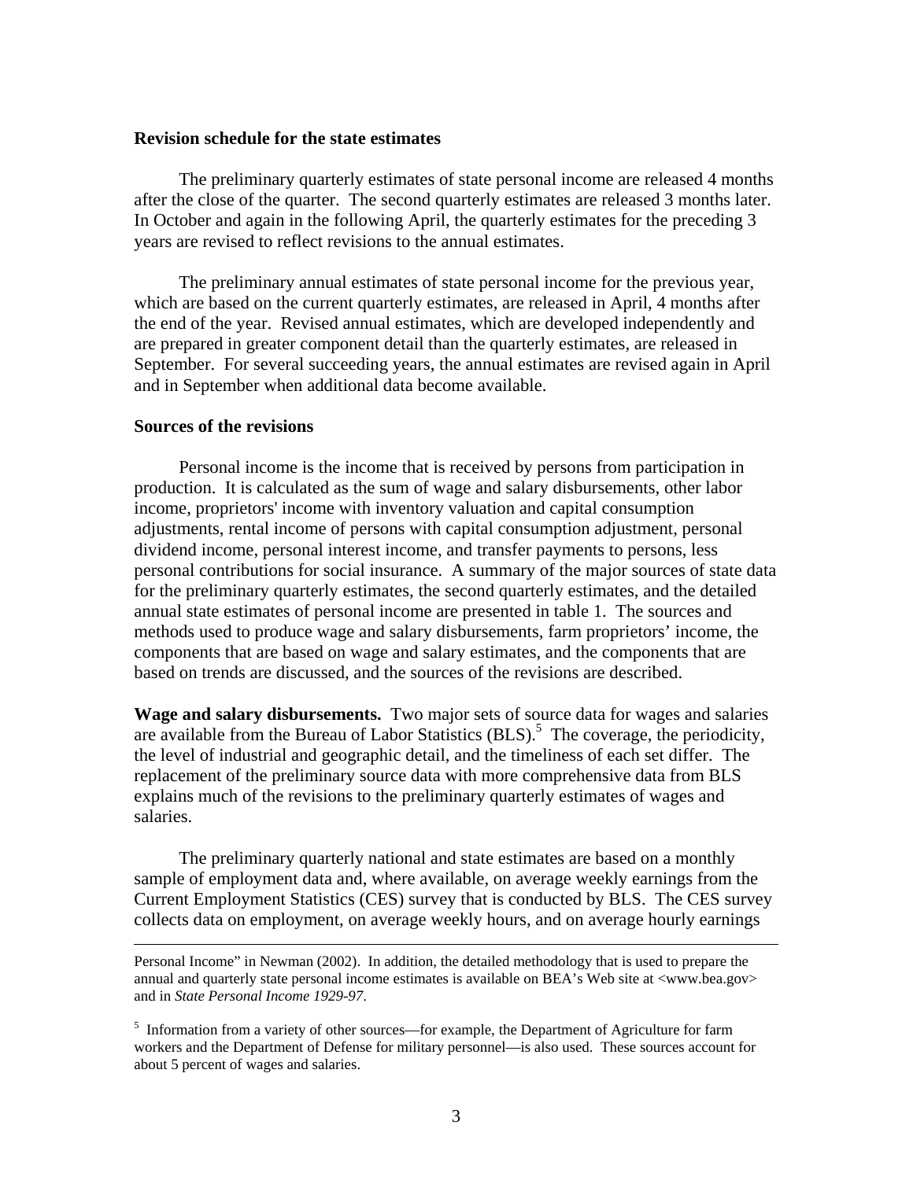**Revision schedule for the state estimates**

The preliminary quarterly estimates of state personal income are released 4 months after the close of the quarter. The second quarterly estimates are released 3 months later. In October and again in the following April, the quarterly estimates for the preceding 3 years are revised to reflect revisions to the annual estimates.

The preliminary annual estimates of state personal income for the previous year, which are based on the current quarterly estimates, are released in April, 4 months after the end of the year. Revised annual estimates, which are developed independently and are prepared in greater component detail than the quarterly estimates, are released in September. For several succeeding years, the annual estimates are revised again in April and in September when additional data become available.

**Sources of the revisions**

Personal income is the income that is received by persons from participation in production. It is calculated as the sum of wage and salary disbursements, other labor income, proprietors' income with inventory valuation and capital consumption adjustments, rental income of persons with capital consumption adjustment, personal dividend income, personal interest income, and transfer payments to persons, less personal contributions for social insurance. A summary of the major sources of state data for the preliminary quarterly estimates, the second quarterly estimates, and the detailed annual state estimates of personal income are presented in table 1. The sources and methods used to produce wage and salary disbursements, farm proprietors' income, the components that are based on wage and salary estimates, and the components that are based on trends are discussed, and the sources of the revisions are described.

**Wage and salary disbursements.** Two major sets of source data for wages and salaries are available from the Bureau of Labor Statistics (BLS).[5] The coverage, the periodicity, the level of industrial and geographic detail, and the timeliness of each set differ. The replacement of the preliminary source data with more comprehensive data from BLS explains much of the revisions to the preliminary quarterly estimates of wages and salaries.

The preliminary quarterly national and state estimates are based on a monthly sample of employment data and, where available, on average weekly earnings from the Current Employment Statistics (CES) survey that is conducted by BLS. The CES survey collects data on employment, on average weekly hours, and on average hourly earnings

---

Personal Income" in Newman (2002). In addition, the detailed methodology that is used to prepare the annual and quarterly state personal income estimates is available on BEA's Web site at <www.bea.gov> and in *State Personal Income 1929-97*.

[5] Information from a variety of other sources—for example, the Department of Agriculture for farm workers and the Department of Defense for military personnel—is also used. These sources account for about 5 percent of wages and salaries.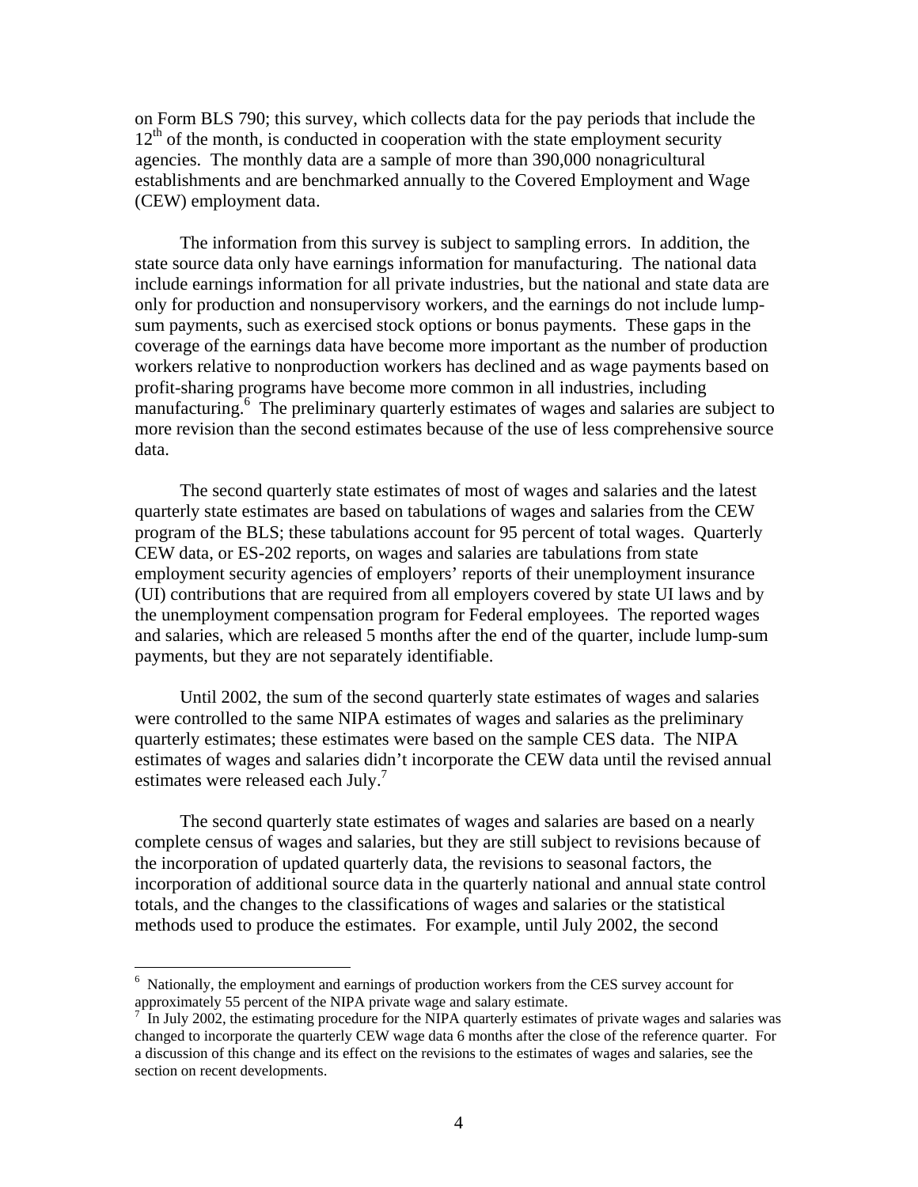on Form BLS 790; this survey, which collects data for the pay periods that include the 12th of the month, is conducted in cooperation with the state employment security agencies. The monthly data are a sample of more than 390,000 nonagricultural establishments and are benchmarked annually to the Covered Employment and Wage (CEW) employment data.

The information from this survey is subject to sampling errors. In addition, the state source data only have earnings information for manufacturing. The national data include earnings information for all private industries, but the national and state data are only for production and nonsupervisory workers, and the earnings do not include lump-sum payments, such as exercised stock options or bonus payments. These gaps in the coverage of the earnings data have become more important as the number of production workers relative to nonproduction workers has declined and as wage payments based on profit-sharing programs have become more common in all industries, including manufacturing.[6] The preliminary quarterly estimates of wages and salaries are subject to more revision than the second estimates because of the use of less comprehensive source data.

The second quarterly state estimates of most of wages and salaries and the latest quarterly state estimates are based on tabulations of wages and salaries from the CEW program of the BLS; these tabulations account for 95 percent of total wages. Quarterly CEW data, or ES-202 reports, on wages and salaries are tabulations from state employment security agencies of employers' reports of their unemployment insurance (UI) contributions that are required from all employers covered by state UI laws and by the unemployment compensation program for Federal employees. The reported wages and salaries, which are released 5 months after the end of the quarter, include lump-sum payments, but they are not separately identifiable.

Until 2002, the sum of the second quarterly state estimates of wages and salaries were controlled to the same NIPA estimates of wages and salaries as the preliminary quarterly estimates; these estimates were based on the sample CES data. The NIPA estimates of wages and salaries didn't incorporate the CEW data until the revised annual estimates were released each July.[7]

The second quarterly state estimates of wages and salaries are based on a nearly complete census of wages and salaries, but they are still subject to revisions because of the incorporation of updated quarterly data, the revisions to seasonal factors, the incorporation of additional source data in the quarterly national and annual state control totals, and the changes to the classifications of wages and salaries or the statistical methods used to produce the estimates. For example, until July 2002, the second

---

[6] Nationally, the employment and earnings of production workers from the CES survey account for approximately 55 percent of the NIPA private wage and salary estimate.

[7] In July 2002, the estimating procedure for the NIPA quarterly estimates of private wages and salaries was changed to incorporate the quarterly CEW wage data 6 months after the close of the reference quarter. For a discussion of this change and its effect on the revisions to the estimates of wages and salaries, see the section on recent developments.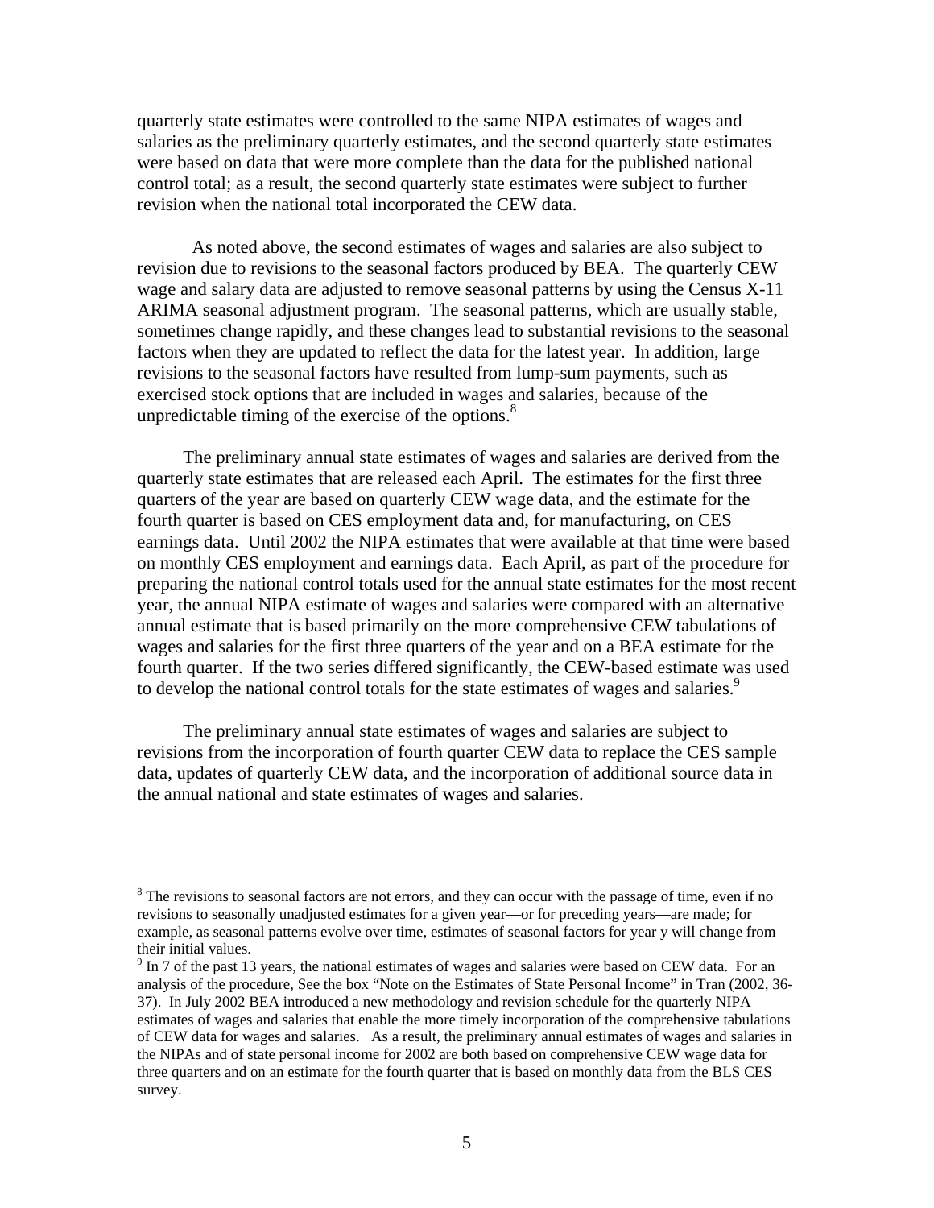quarterly state estimates were controlled to the same NIPA estimates of wages and salaries as the preliminary quarterly estimates, and the second quarterly state estimates were based on data that were more complete than the data for the published national control total; as a result, the second quarterly state estimates were subject to further revision when the national total incorporated the CEW data.

As noted above, the second estimates of wages and salaries are also subject to revision due to revisions to the seasonal factors produced by BEA. The quarterly CEW wage and salary data are adjusted to remove seasonal patterns by using the Census X-11 ARIMA seasonal adjustment program. The seasonal patterns, which are usually stable, sometimes change rapidly, and these changes lead to substantial revisions to the seasonal factors when they are updated to reflect the data for the latest year. In addition, large revisions to the seasonal factors have resulted from lump-sum payments, such as exercised stock options that are included in wages and salaries, because of the unpredictable timing of the exercise of the options.[8]

The preliminary annual state estimates of wages and salaries are derived from the quarterly state estimates that are released each April. The estimates for the first three quarters of the year are based on quarterly CEW wage data, and the estimate for the fourth quarter is based on CES employment data and, for manufacturing, on CES earnings data. Until 2002 the NIPA estimates that were available at that time were based on monthly CES employment and earnings data. Each April, as part of the procedure for preparing the national control totals used for the annual state estimates for the most recent year, the annual NIPA estimate of wages and salaries were compared with an alternative annual estimate that is based primarily on the more comprehensive CEW tabulations of wages and salaries for the first three quarters of the year and on a BEA estimate for the fourth quarter. If the two series differed significantly, the CEW-based estimate was used to develop the national control totals for the state estimates of wages and salaries.[9]

The preliminary annual state estimates of wages and salaries are subject to revisions from the incorporation of fourth quarter CEW data to replace the CES sample data, updates of quarterly CEW data, and the incorporation of additional source data in the annual national and state estimates of wages and salaries.

---

[8] The revisions to seasonal factors are not errors, and they can occur with the passage of time, even if no revisions to seasonally unadjusted estimates for a given year—or for preceding years—are made; for example, as seasonal patterns evolve over time, estimates of seasonal factors for year y will change from their initial values.

[9] In 7 of the past 13 years, the national estimates of wages and salaries were based on CEW data. For an analysis of the procedure, See the box "Note on the Estimates of State Personal Income" in Tran (2002, 36-37). In July 2002 BEA introduced a new methodology and revision schedule for the quarterly NIPA estimates of wages and salaries that enable the more timely incorporation of the comprehensive tabulations of CEW data for wages and salaries. As a result, the preliminary annual estimates of wages and salaries in the NIPAs and of state personal income for 2002 are both based on comprehensive CEW wage data for three quarters and on an estimate for the fourth quarter that is based on monthly data from the BLS CES survey.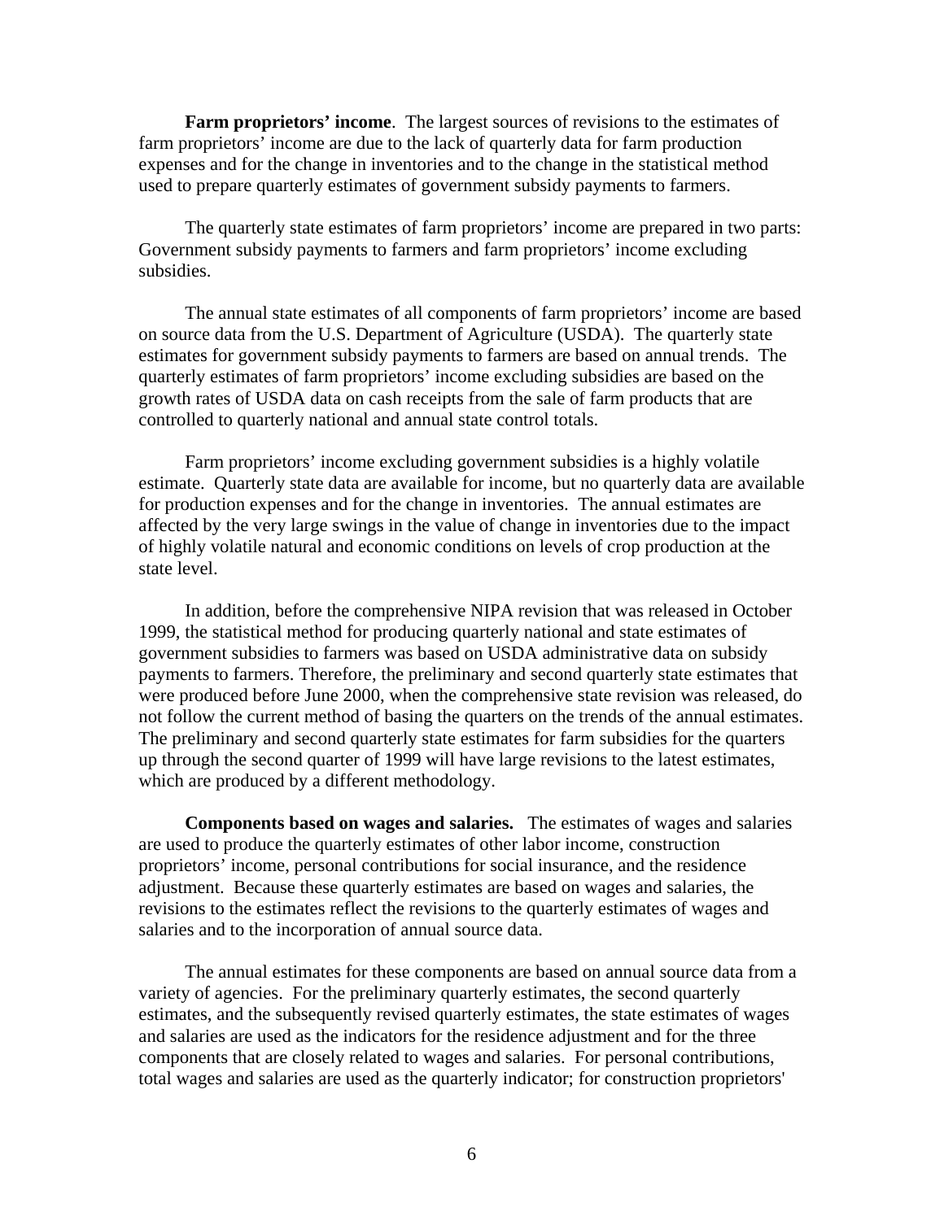**Farm proprietors' income**. The largest sources of revisions to the estimates of farm proprietors' income are due to the lack of quarterly data for farm production expenses and for the change in inventories and to the change in the statistical method used to prepare quarterly estimates of government subsidy payments to farmers.

The quarterly state estimates of farm proprietors' income are prepared in two parts: Government subsidy payments to farmers and farm proprietors' income excluding subsidies.

The annual state estimates of all components of farm proprietors' income are based on source data from the U.S. Department of Agriculture (USDA). The quarterly state estimates for government subsidy payments to farmers are based on annual trends. The quarterly estimates of farm proprietors' income excluding subsidies are based on the growth rates of USDA data on cash receipts from the sale of farm products that are controlled to quarterly national and annual state control totals.

Farm proprietors' income excluding government subsidies is a highly volatile estimate. Quarterly state data are available for income, but no quarterly data are available for production expenses and for the change in inventories. The annual estimates are affected by the very large swings in the value of change in inventories due to the impact of highly volatile natural and economic conditions on levels of crop production at the state level.

In addition, before the comprehensive NIPA revision that was released in October 1999, the statistical method for producing quarterly national and state estimates of government subsidies to farmers was based on USDA administrative data on subsidy payments to farmers. Therefore, the preliminary and second quarterly state estimates that were produced before June 2000, when the comprehensive state revision was released, do not follow the current method of basing the quarters on the trends of the annual estimates. The preliminary and second quarterly state estimates for farm subsidies for the quarters up through the second quarter of 1999 will have large revisions to the latest estimates, which are produced by a different methodology.

**Components based on wages and salaries.** The estimates of wages and salaries are used to produce the quarterly estimates of other labor income, construction proprietors' income, personal contributions for social insurance, and the residence adjustment. Because these quarterly estimates are based on wages and salaries, the revisions to the estimates reflect the revisions to the quarterly estimates of wages and salaries and to the incorporation of annual source data.

The annual estimates for these components are based on annual source data from a variety of agencies. For the preliminary quarterly estimates, the second quarterly estimates, and the subsequently revised quarterly estimates, the state estimates of wages and salaries are used as the indicators for the residence adjustment and for the three components that are closely related to wages and salaries. For personal contributions, total wages and salaries are used as the quarterly indicator; for construction proprietors'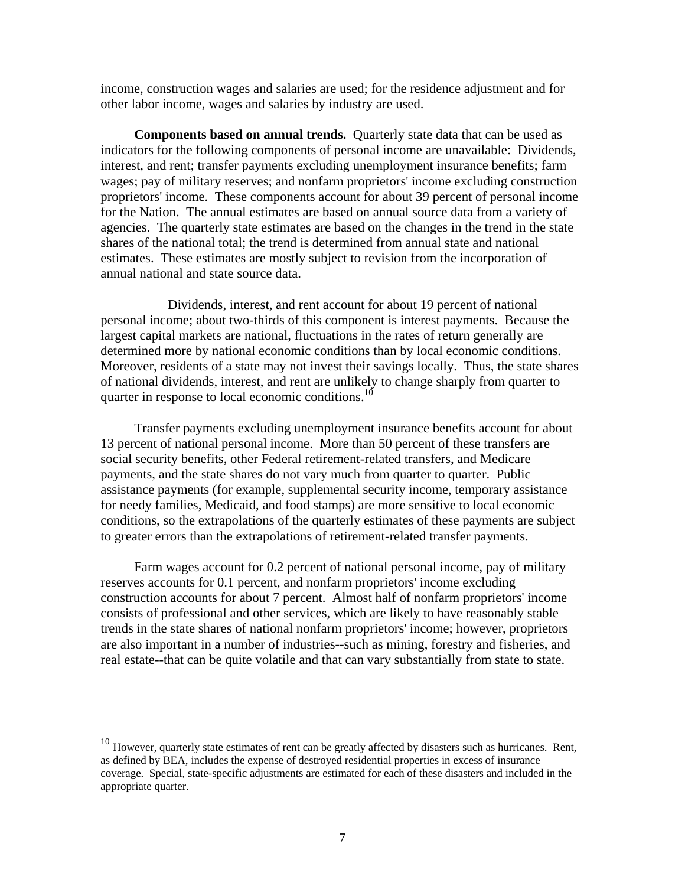income, construction wages and salaries are used; for the residence adjustment and for other labor income, wages and salaries by industry are used.

**Components based on annual trends.** Quarterly state data that can be used as indicators for the following components of personal income are unavailable: Dividends, interest, and rent; transfer payments excluding unemployment insurance benefits; farm wages; pay of military reserves; and nonfarm proprietors' income excluding construction proprietors' income. These components account for about 39 percent of personal income for the Nation. The annual estimates are based on annual source data from a variety of agencies. The quarterly state estimates are based on the changes in the trend in the state shares of the national total; the trend is determined from annual state and national estimates. These estimates are mostly subject to revision from the incorporation of annual national and state source data.

Dividends, interest, and rent account for about 19 percent of national personal income; about two-thirds of this component is interest payments. Because the largest capital markets are national, fluctuations in the rates of return generally are determined more by national economic conditions than by local economic conditions. Moreover, residents of a state may not invest their savings locally. Thus, the state shares of national dividends, interest, and rent are unlikely to change sharply from quarter to quarter in response to local economic conditions.[10]

Transfer payments excluding unemployment insurance benefits account for about 13 percent of national personal income. More than 50 percent of these transfers are social security benefits, other Federal retirement-related transfers, and Medicare payments, and the state shares do not vary much from quarter to quarter. Public assistance payments (for example, supplemental security income, temporary assistance for needy families, Medicaid, and food stamps) are more sensitive to local economic conditions, so the extrapolations of the quarterly estimates of these payments are subject to greater errors than the extrapolations of retirement-related transfer payments.

Farm wages account for 0.2 percent of national personal income, pay of military reserves accounts for 0.1 percent, and nonfarm proprietors' income excluding construction accounts for about 7 percent. Almost half of nonfarm proprietors' income consists of professional and other services, which are likely to have reasonably stable trends in the state shares of national nonfarm proprietors' income; however, proprietors are also important in a number of industries--such as mining, forestry and fisheries, and real estate--that can be quite volatile and that can vary substantially from state to state.

---

[10] However, quarterly state estimates of rent can be greatly affected by disasters such as hurricanes. Rent, as defined by BEA, includes the expense of destroyed residential properties in excess of insurance coverage. Special, state-specific adjustments are estimated for each of these disasters and included in the appropriate quarter.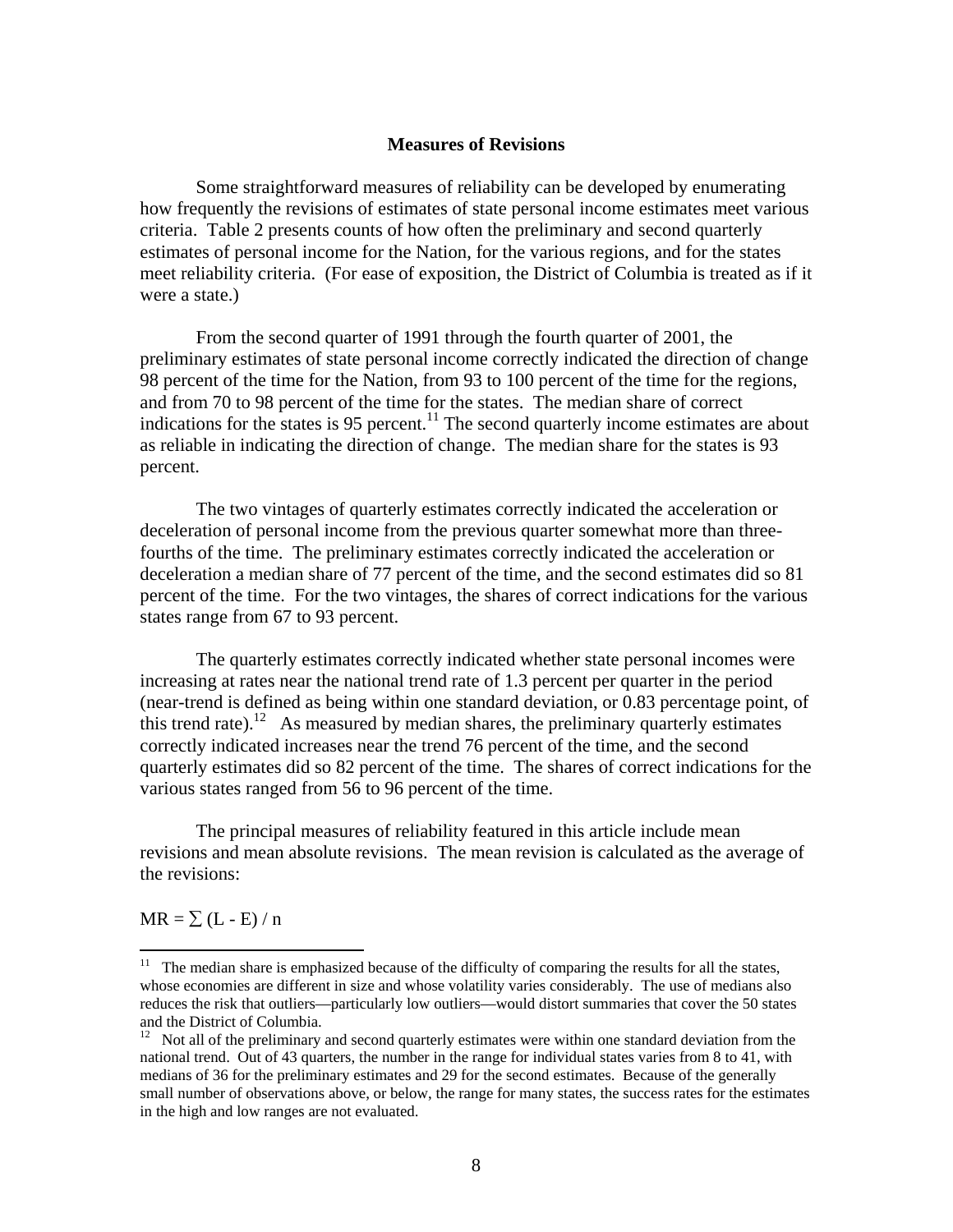## Measures of Revisions

Some straightforward measures of reliability can be developed by enumerating how frequently the revisions of estimates of state personal income estimates meet various criteria. Table 2 presents counts of how often the preliminary and second quarterly estimates of personal income for the Nation, for the various regions, and for the states meet reliability criteria. (For ease of exposition, the District of Columbia is treated as if it were a state.)

From the second quarter of 1991 through the fourth quarter of 2001, the preliminary estimates of state personal income correctly indicated the direction of change 98 percent of the time for the Nation, from 93 to 100 percent of the time for the regions, and from 70 to 98 percent of the time for the states. The median share of correct indications for the states is 95 percent.[11] The second quarterly income estimates are about as reliable in indicating the direction of change. The median share for the states is 93 percent.

The two vintages of quarterly estimates correctly indicated the acceleration or deceleration of personal income from the previous quarter somewhat more than three-fourths of the time. The preliminary estimates correctly indicated the acceleration or deceleration a median share of 77 percent of the time, and the second estimates did so 81 percent of the time. For the two vintages, the shares of correct indications for the various states range from 67 to 93 percent.

The quarterly estimates correctly indicated whether state personal incomes were increasing at rates near the national trend rate of 1.3 percent per quarter in the period (near-trend is defined as being within one standard deviation, or 0.83 percentage point, of this trend rate).[12] As measured by median shares, the preliminary quarterly estimates correctly indicated increases near the trend 76 percent of the time, and the second quarterly estimates did so 82 percent of the time. The shares of correct indications for the various states ranged from 56 to 96 percent of the time.

The principal measures of reliability featured in this article include mean revisions and mean absolute revisions. The mean revision is calculated as the average of the revisions:

$$MR = \sum (L - E) / n$$

---

[11] The median share is emphasized because of the difficulty of comparing the results for all the states, whose economies are different in size and whose volatility varies considerably. The use of medians also reduces the risk that outliers—particularly low outliers—would distort summaries that cover the 50 states and the District of Columbia.

[12] Not all of the preliminary and second quarterly estimates were within one standard deviation from the national trend. Out of 43 quarters, the number in the range for individual states varies from 8 to 41, with medians of 36 for the preliminary estimates and 29 for the second estimates. Because of the generally small number of observations above, or below, the range for many states, the success rates for the estimates in the high and low ranges are not evaluated.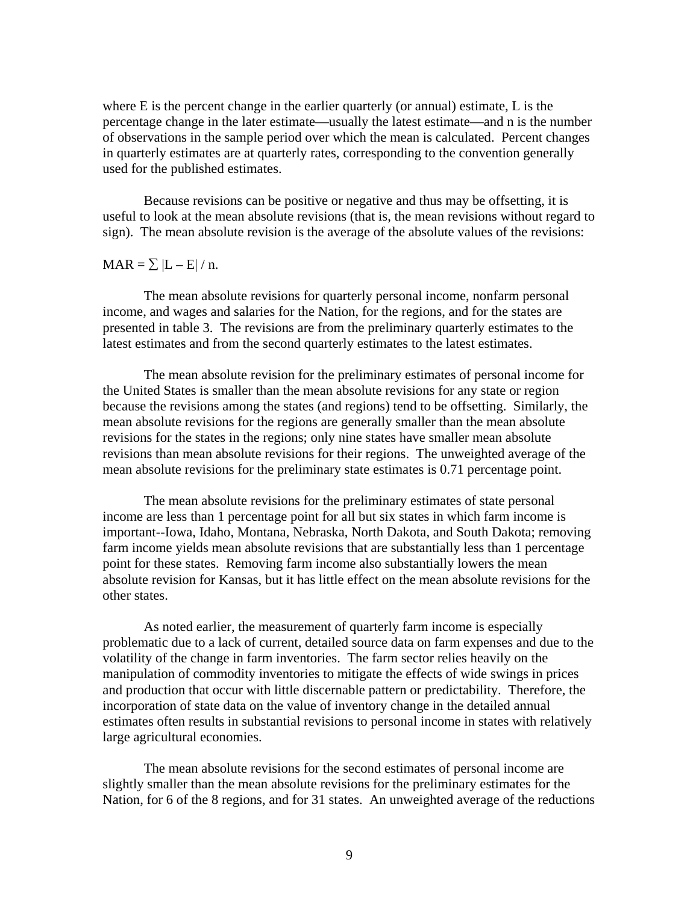where E is the percent change in the earlier quarterly (or annual) estimate, L is the percentage change in the later estimate—usually the latest estimate—and n is the number of observations in the sample period over which the mean is calculated. Percent changes in quarterly estimates are at quarterly rates, corresponding to the convention generally used for the published estimates.

Because revisions can be positive or negative and thus may be offsetting, it is useful to look at the mean absolute revisions (that is, the mean revisions without regard to sign). The mean absolute revision is the average of the absolute values of the revisions:

$$MAR = \sum |L - E| / n.$$

The mean absolute revisions for quarterly personal income, nonfarm personal income, and wages and salaries for the Nation, for the regions, and for the states are presented in table 3. The revisions are from the preliminary quarterly estimates to the latest estimates and from the second quarterly estimates to the latest estimates.

The mean absolute revision for the preliminary estimates of personal income for the United States is smaller than the mean absolute revisions for any state or region because the revisions among the states (and regions) tend to be offsetting. Similarly, the mean absolute revisions for the regions are generally smaller than the mean absolute revisions for the states in the regions; only nine states have smaller mean absolute revisions than mean absolute revisions for their regions. The unweighted average of the mean absolute revisions for the preliminary state estimates is 0.71 percentage point.

The mean absolute revisions for the preliminary estimates of state personal income are less than 1 percentage point for all but six states in which farm income is important--Iowa, Idaho, Montana, Nebraska, North Dakota, and South Dakota; removing farm income yields mean absolute revisions that are substantially less than 1 percentage point for these states. Removing farm income also substantially lowers the mean absolute revision for Kansas, but it has little effect on the mean absolute revisions for the other states.

As noted earlier, the measurement of quarterly farm income is especially problematic due to a lack of current, detailed source data on farm expenses and due to the volatility of the change in farm inventories. The farm sector relies heavily on the manipulation of commodity inventories to mitigate the effects of wide swings in prices and production that occur with little discernable pattern or predictability. Therefore, the incorporation of state data on the value of inventory change in the detailed annual estimates often results in substantial revisions to personal income in states with relatively large agricultural economies.

The mean absolute revisions for the second estimates of personal income are slightly smaller than the mean absolute revisions for the preliminary estimates for the Nation, for 6 of the 8 regions, and for 31 states. An unweighted average of the reductions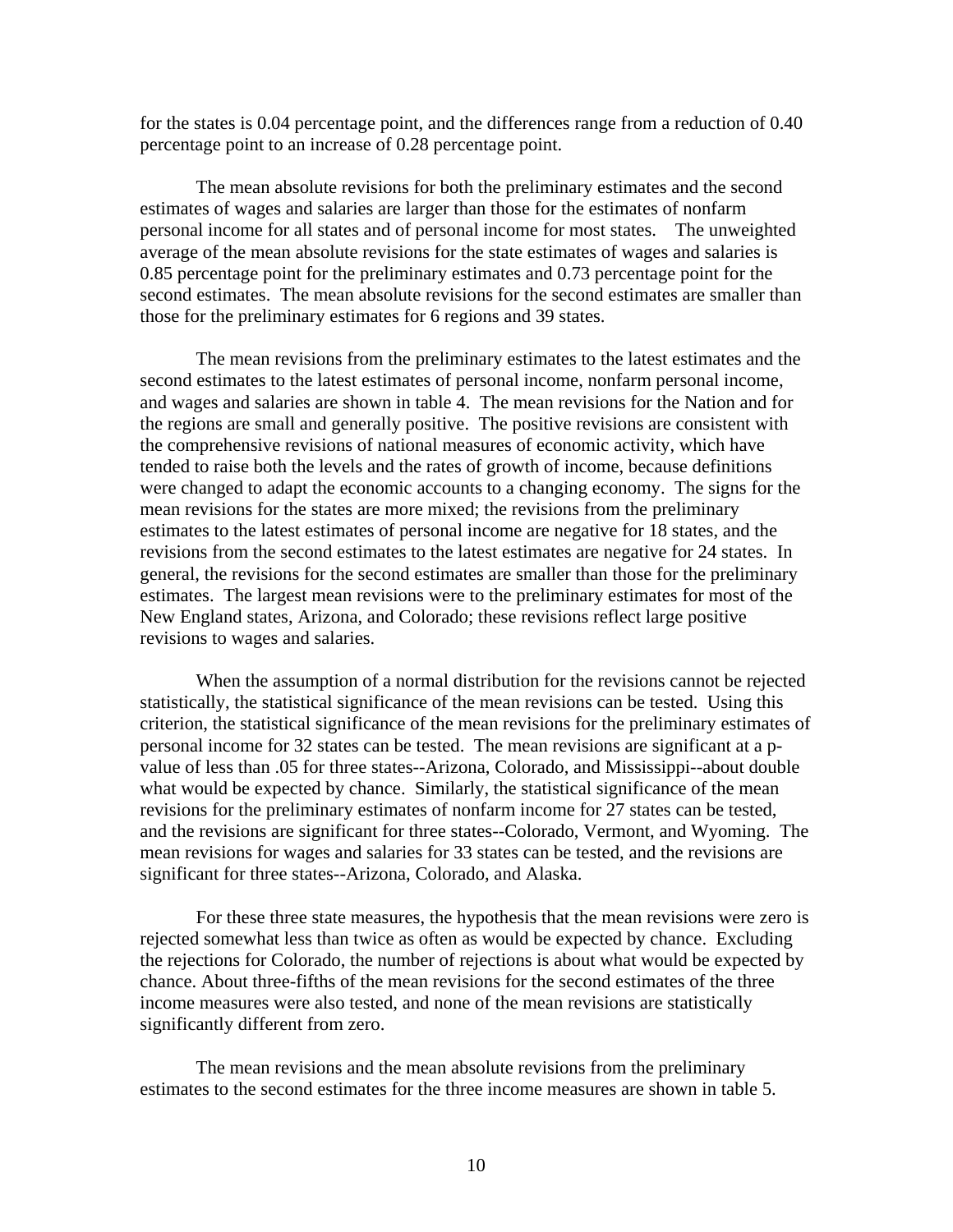for the states is 0.04 percentage point, and the differences range from a reduction of 0.40 percentage point to an increase of 0.28 percentage point.

The mean absolute revisions for both the preliminary estimates and the second estimates of wages and salaries are larger than those for the estimates of nonfarm personal income for all states and of personal income for most states. The unweighted average of the mean absolute revisions for the state estimates of wages and salaries is 0.85 percentage point for the preliminary estimates and 0.73 percentage point for the second estimates. The mean absolute revisions for the second estimates are smaller than those for the preliminary estimates for 6 regions and 39 states.

The mean revisions from the preliminary estimates to the latest estimates and the second estimates to the latest estimates of personal income, nonfarm personal income, and wages and salaries are shown in table 4. The mean revisions for the Nation and for the regions are small and generally positive. The positive revisions are consistent with the comprehensive revisions of national measures of economic activity, which have tended to raise both the levels and the rates of growth of income, because definitions were changed to adapt the economic accounts to a changing economy. The signs for the mean revisions for the states are more mixed; the revisions from the preliminary estimates to the latest estimates of personal income are negative for 18 states, and the revisions from the second estimates to the latest estimates are negative for 24 states. In general, the revisions for the second estimates are smaller than those for the preliminary estimates. The largest mean revisions were to the preliminary estimates for most of the New England states, Arizona, and Colorado; these revisions reflect large positive revisions to wages and salaries.

When the assumption of a normal distribution for the revisions cannot be rejected statistically, the statistical significance of the mean revisions can be tested. Using this criterion, the statistical significance of the mean revisions for the preliminary estimates of personal income for 32 states can be tested. The mean revisions are significant at a p-value of less than .05 for three states--Arizona, Colorado, and Mississippi--about double what would be expected by chance. Similarly, the statistical significance of the mean revisions for the preliminary estimates of nonfarm income for 27 states can be tested, and the revisions are significant for three states--Colorado, Vermont, and Wyoming. The mean revisions for wages and salaries for 33 states can be tested, and the revisions are significant for three states--Arizona, Colorado, and Alaska.

For these three state measures, the hypothesis that the mean revisions were zero is rejected somewhat less than twice as often as would be expected by chance. Excluding the rejections for Colorado, the number of rejections is about what would be expected by chance. About three-fifths of the mean revisions for the second estimates of the three income measures were also tested, and none of the mean revisions are statistically significantly different from zero.

The mean revisions and the mean absolute revisions from the preliminary estimates to the second estimates for the three income measures are shown in table 5.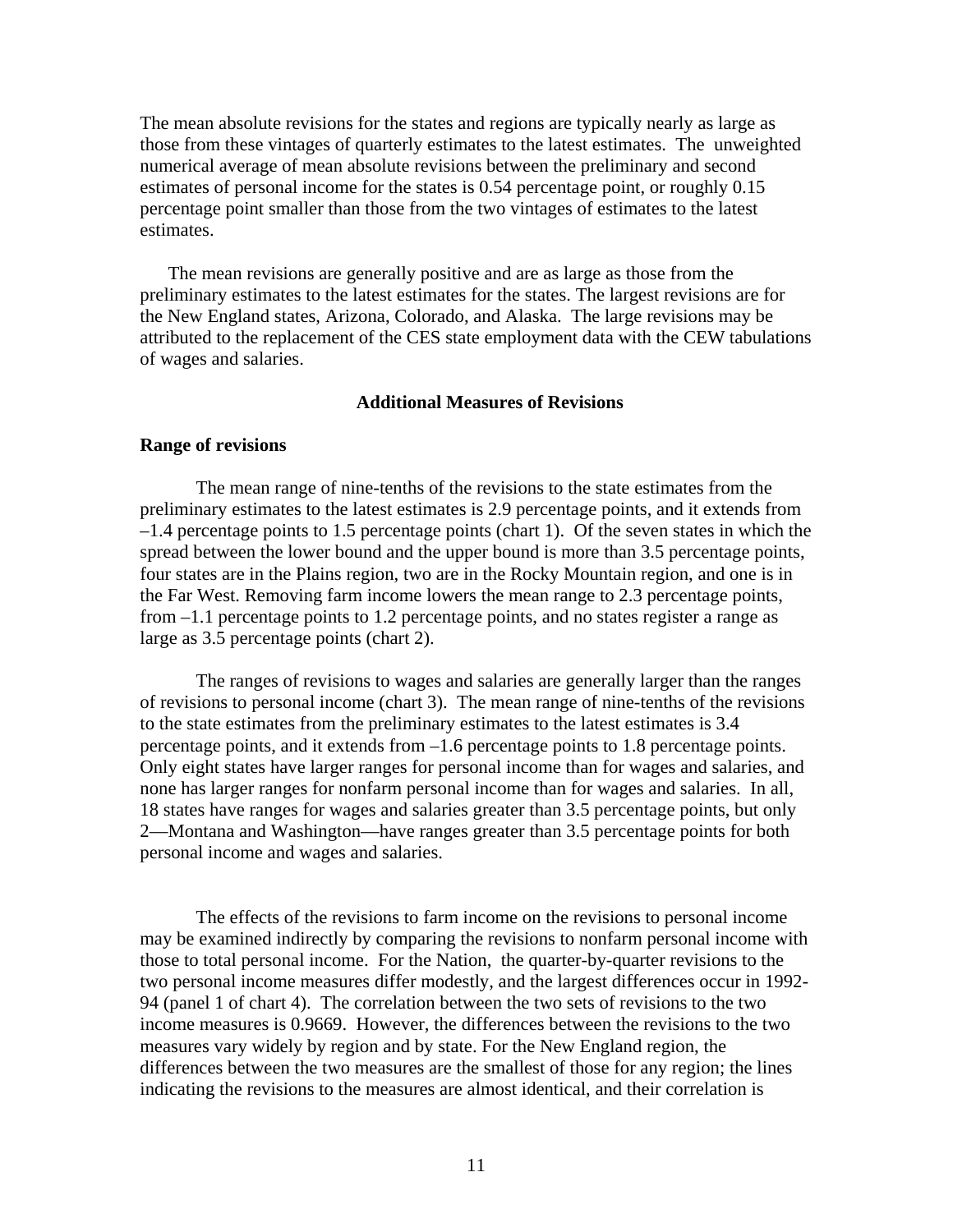The mean absolute revisions for the states and regions are typically nearly as large as those from these vintages of quarterly estimates to the latest estimates. The unweighted numerical average of mean absolute revisions between the preliminary and second estimates of personal income for the states is 0.54 percentage point, or roughly 0.15 percentage point smaller than those from the two vintages of estimates to the latest estimates.

The mean revisions are generally positive and are as large as those from the preliminary estimates to the latest estimates for the states. The largest revisions are for the New England states, Arizona, Colorado, and Alaska. The large revisions may be attributed to the replacement of the CES state employment data with the CEW tabulations of wages and salaries.

## Additional Measures of Revisions

### Range of revisions

The mean range of nine-tenths of the revisions to the state estimates from the preliminary estimates to the latest estimates is 2.9 percentage points, and it extends from –1.4 percentage points to 1.5 percentage points (chart 1). Of the seven states in which the spread between the lower bound and the upper bound is more than 3.5 percentage points, four states are in the Plains region, two are in the Rocky Mountain region, and one is in the Far West. Removing farm income lowers the mean range to 2.3 percentage points, from –1.1 percentage points to 1.2 percentage points, and no states register a range as large as 3.5 percentage points (chart 2).

The ranges of revisions to wages and salaries are generally larger than the ranges of revisions to personal income (chart 3). The mean range of nine-tenths of the revisions to the state estimates from the preliminary estimates to the latest estimates is 3.4 percentage points, and it extends from –1.6 percentage points to 1.8 percentage points. Only eight states have larger ranges for personal income than for wages and salaries, and none has larger ranges for nonfarm personal income than for wages and salaries. In all, 18 states have ranges for wages and salaries greater than 3.5 percentage points, but only 2—Montana and Washington—have ranges greater than 3.5 percentage points for both personal income and wages and salaries.

The effects of the revisions to farm income on the revisions to personal income may be examined indirectly by comparing the revisions to nonfarm personal income with those to total personal income. For the Nation, the quarter-by-quarter revisions to the two personal income measures differ modestly, and the largest differences occur in 1992-94 (panel 1 of chart 4). The correlation between the two sets of revisions to the two income measures is 0.9669. However, the differences between the revisions to the two measures vary widely by region and by state. For the New England region, the differences between the two measures are the smallest of those for any region; the lines indicating the revisions to the measures are almost identical, and their correlation is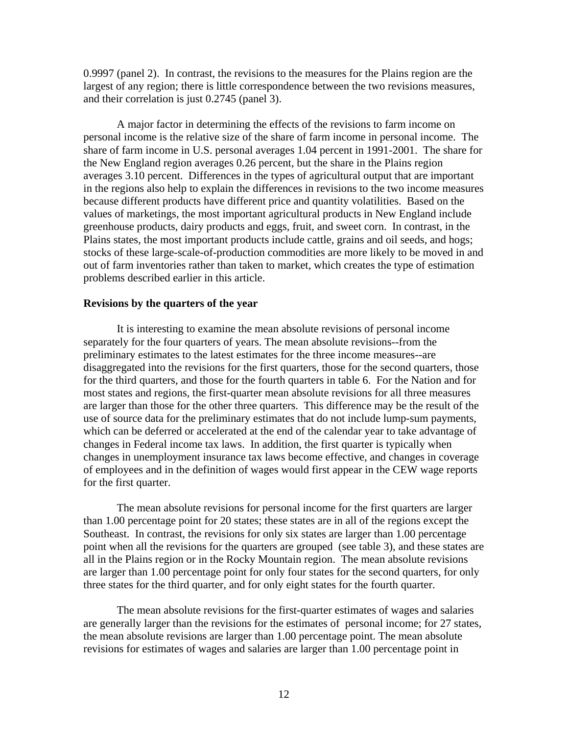0.9997 (panel 2).  In contrast, the revisions to the measures for the Plains region are the largest of any region; there is little correspondence between the two revisions measures, and their correlation is just 0.2745 (panel 3).

A major factor in determining the effects of the revisions to farm income on personal income is the relative size of the share of farm income in personal income.  The share of farm income in U.S. personal averages 1.04 percent in 1991-2001.  The share for the New England region averages 0.26 percent, but the share in the Plains region averages 3.10 percent.  Differences in the types of agricultural output that are important in the regions also help to explain the differences in revisions to the two income measures because different products have different price and quantity volatilities.  Based on the values of marketings, the most important agricultural products in New England include greenhouse products, dairy products and eggs, fruit, and sweet corn.  In contrast, in the Plains states, the most important products include cattle, grains and oil seeds, and hogs; stocks of these large-scale-of-production commodities are more likely to be moved in and out of farm inventories rather than taken to market, which creates the type of estimation problems described earlier in this article.

**Revisions by the quarters of the year**

It is interesting to examine the mean absolute revisions of personal income separately for the four quarters of years. The mean absolute revisions--from the preliminary estimates to the latest estimates for the three income measures--are disaggregated into the revisions for the first quarters, those for the second quarters, those for the third quarters, and those for the fourth quarters in table 6.  For the Nation and for most states and regions, the first-quarter mean absolute revisions for all three measures are larger than those for the other three quarters.  This difference may be the result of the use of source data for the preliminary estimates that do not include lump-sum payments, which can be deferred or accelerated at the end of the calendar year to take advantage of changes in Federal income tax laws.  In addition, the first quarter is typically when changes in unemployment insurance tax laws become effective, and changes in coverage of employees and in the definition of wages would first appear in the CEW wage reports for the first quarter.

The mean absolute revisions for personal income for the first quarters are larger than 1.00 percentage point for 20 states; these states are in all of the regions except the Southeast.  In contrast, the revisions for only six states are larger than 1.00 percentage point when all the revisions for the quarters are grouped  (see table 3), and these states are all in the Plains region or in the Rocky Mountain region.  The mean absolute revisions are larger than 1.00 percentage point for only four states for the second quarters, for only three states for the third quarter, and for only eight states for the fourth quarter.

The mean absolute revisions for the first-quarter estimates of wages and salaries are generally larger than the revisions for the estimates of  personal income; for 27 states, the mean absolute revisions are larger than 1.00 percentage point. The mean absolute revisions for estimates of wages and salaries are larger than 1.00 percentage point in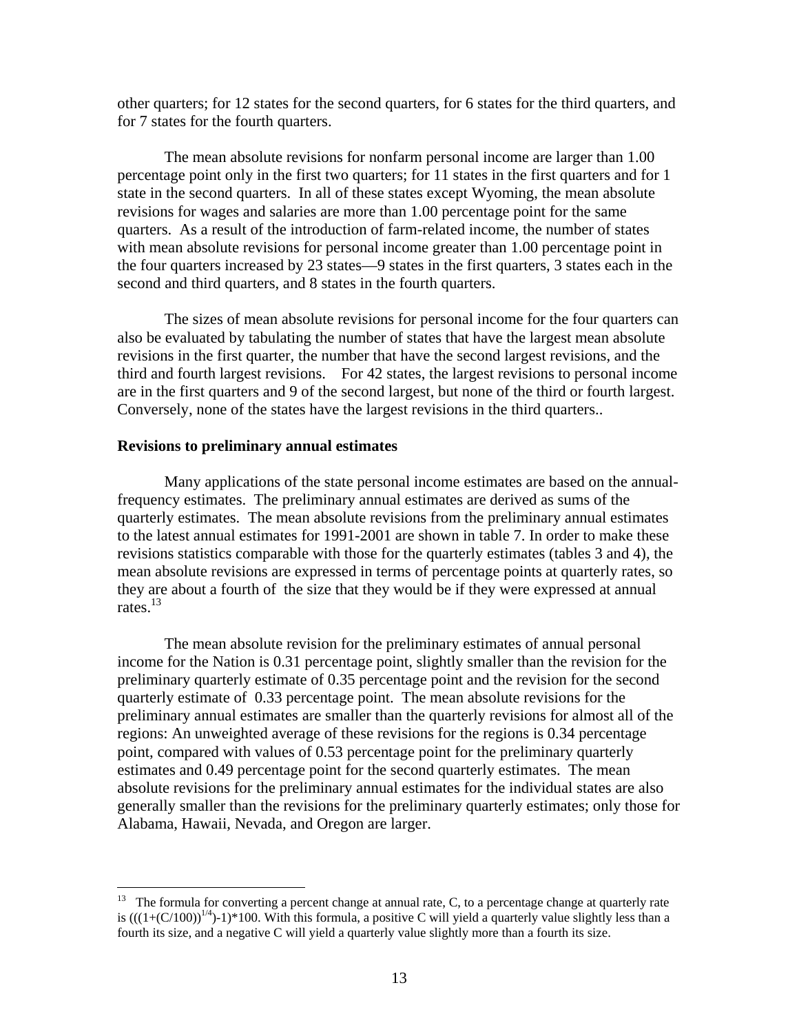other quarters; for 12 states for the second quarters, for 6 states for the third quarters, and for 7 states for the fourth quarters.

The mean absolute revisions for nonfarm personal income are larger than 1.00 percentage point only in the first two quarters; for 11 states in the first quarters and for 1 state in the second quarters. In all of these states except Wyoming, the mean absolute revisions for wages and salaries are more than 1.00 percentage point for the same quarters. As a result of the introduction of farm-related income, the number of states with mean absolute revisions for personal income greater than 1.00 percentage point in the four quarters increased by 23 states—9 states in the first quarters, 3 states each in the second and third quarters, and 8 states in the fourth quarters.

The sizes of mean absolute revisions for personal income for the four quarters can also be evaluated by tabulating the number of states that have the largest mean absolute revisions in the first quarter, the number that have the second largest revisions, and the third and fourth largest revisions. For 42 states, the largest revisions to personal income are in the first quarters and 9 of the second largest, but none of the third or fourth largest. Conversely, none of the states have the largest revisions in the third quarters..

**Revisions to preliminary annual estimates**

Many applications of the state personal income estimates are based on the annual-frequency estimates. The preliminary annual estimates are derived as sums of the quarterly estimates. The mean absolute revisions from the preliminary annual estimates to the latest annual estimates for 1991-2001 are shown in table 7. In order to make these revisions statistics comparable with those for the quarterly estimates (tables 3 and 4), the mean absolute revisions are expressed in terms of percentage points at quarterly rates, so they are about a fourth of the size that they would be if they were expressed at annual rates.[13]

The mean absolute revision for the preliminary estimates of annual personal income for the Nation is 0.31 percentage point, slightly smaller than the revision for the preliminary quarterly estimate of 0.35 percentage point and the revision for the second quarterly estimate of 0.33 percentage point. The mean absolute revisions for the preliminary annual estimates are smaller than the quarterly revisions for almost all of the regions: An unweighted average of these revisions for the regions is 0.34 percentage point, compared with values of 0.53 percentage point for the preliminary quarterly estimates and 0.49 percentage point for the second quarterly estimates. The mean absolute revisions for the preliminary annual estimates for the individual states are also generally smaller than the revisions for the preliminary quarterly estimates; only those for Alabama, Hawaii, Nevada, and Oregon are larger.

---

[13] The formula for converting a percent change at annual rate, C, to a percentage change at quarterly rate is $(((1+(C/100))^{1/4})-1)*100$. With this formula, a positive C will yield a quarterly value slightly less than a fourth its size, and a negative C will yield a quarterly value slightly more than a fourth its size.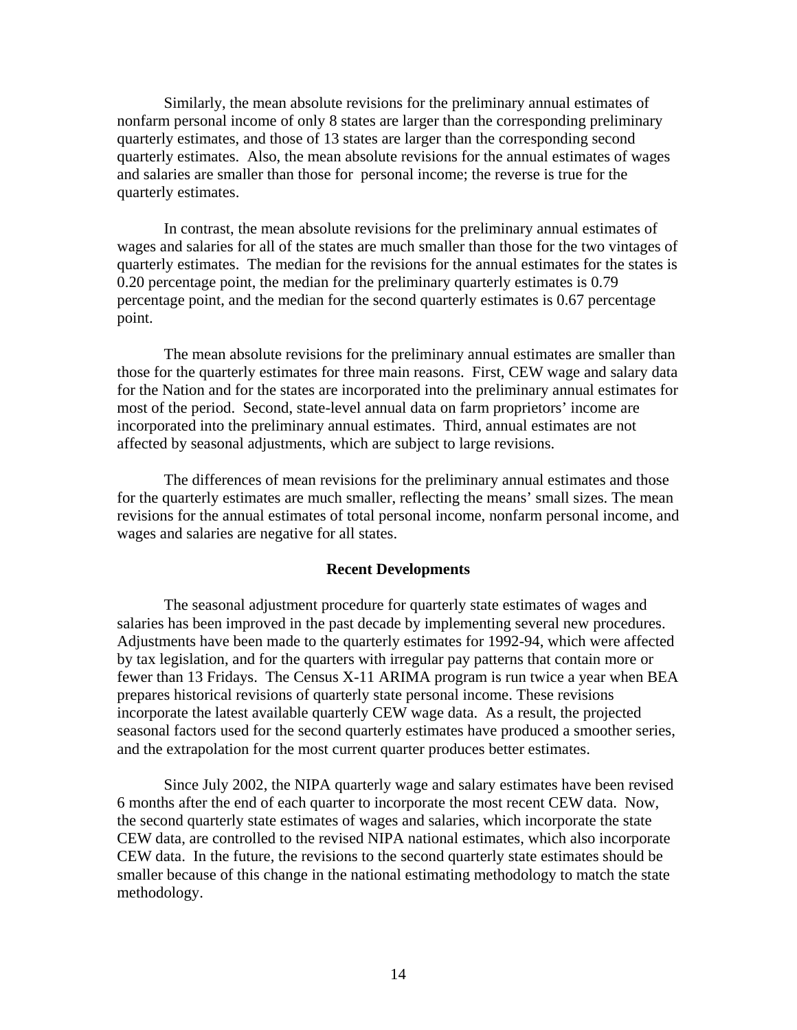Similarly, the mean absolute revisions for the preliminary annual estimates of nonfarm personal income of only 8 states are larger than the corresponding preliminary quarterly estimates, and those of 13 states are larger than the corresponding second quarterly estimates. Also, the mean absolute revisions for the annual estimates of wages and salaries are smaller than those for personal income; the reverse is true for the quarterly estimates.

In contrast, the mean absolute revisions for the preliminary annual estimates of wages and salaries for all of the states are much smaller than those for the two vintages of quarterly estimates. The median for the revisions for the annual estimates for the states is 0.20 percentage point, the median for the preliminary quarterly estimates is 0.79 percentage point, and the median for the second quarterly estimates is 0.67 percentage point.

The mean absolute revisions for the preliminary annual estimates are smaller than those for the quarterly estimates for three main reasons. First, CEW wage and salary data for the Nation and for the states are incorporated into the preliminary annual estimates for most of the period. Second, state-level annual data on farm proprietors' income are incorporated into the preliminary annual estimates. Third, annual estimates are not affected by seasonal adjustments, which are subject to large revisions.

The differences of mean revisions for the preliminary annual estimates and those for the quarterly estimates are much smaller, reflecting the means' small sizes. The mean revisions for the annual estimates of total personal income, nonfarm personal income, and wages and salaries are negative for all states.

## Recent Developments

The seasonal adjustment procedure for quarterly state estimates of wages and salaries has been improved in the past decade by implementing several new procedures. Adjustments have been made to the quarterly estimates for 1992-94, which were affected by tax legislation, and for the quarters with irregular pay patterns that contain more or fewer than 13 Fridays. The Census X-11 ARIMA program is run twice a year when BEA prepares historical revisions of quarterly state personal income. These revisions incorporate the latest available quarterly CEW wage data. As a result, the projected seasonal factors used for the second quarterly estimates have produced a smoother series, and the extrapolation for the most current quarter produces better estimates.

Since July 2002, the NIPA quarterly wage and salary estimates have been revised 6 months after the end of each quarter to incorporate the most recent CEW data. Now, the second quarterly state estimates of wages and salaries, which incorporate the state CEW data, are controlled to the revised NIPA national estimates, which also incorporate CEW data. In the future, the revisions to the second quarterly state estimates should be smaller because of this change in the national estimating methodology to match the state methodology.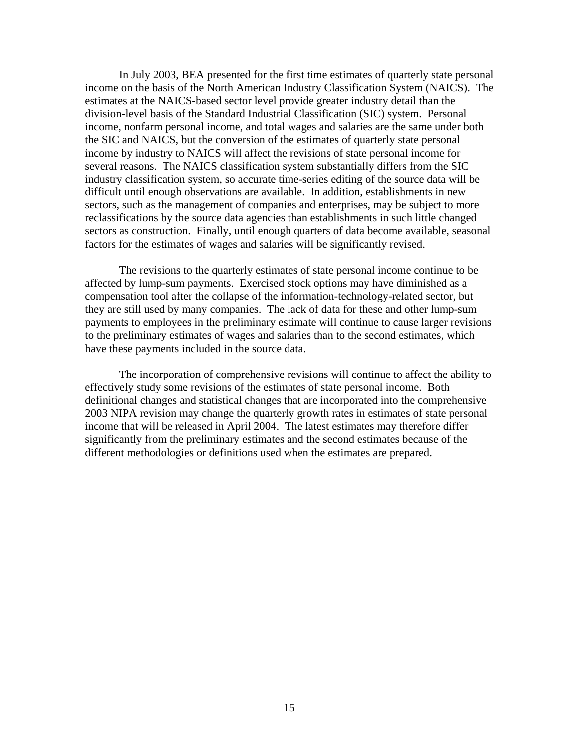In July 2003, BEA presented for the first time estimates of quarterly state personal income on the basis of the North American Industry Classification System (NAICS). The estimates at the NAICS-based sector level provide greater industry detail than the division-level basis of the Standard Industrial Classification (SIC) system. Personal income, nonfarm personal income, and total wages and salaries are the same under both the SIC and NAICS, but the conversion of the estimates of quarterly state personal income by industry to NAICS will affect the revisions of state personal income for several reasons. The NAICS classification system substantially differs from the SIC industry classification system, so accurate time-series editing of the source data will be difficult until enough observations are available. In addition, establishments in new sectors, such as the management of companies and enterprises, may be subject to more reclassifications by the source data agencies than establishments in such little changed sectors as construction. Finally, until enough quarters of data become available, seasonal factors for the estimates of wages and salaries will be significantly revised.

The revisions to the quarterly estimates of state personal income continue to be affected by lump-sum payments. Exercised stock options may have diminished as a compensation tool after the collapse of the information-technology-related sector, but they are still used by many companies. The lack of data for these and other lump-sum payments to employees in the preliminary estimate will continue to cause larger revisions to the preliminary estimates of wages and salaries than to the second estimates, which have these payments included in the source data.

The incorporation of comprehensive revisions will continue to affect the ability to effectively study some revisions of the estimates of state personal income. Both definitional changes and statistical changes that are incorporated into the comprehensive 2003 NIPA revision may change the quarterly growth rates in estimates of state personal income that will be released in April 2004. The latest estimates may therefore differ significantly from the preliminary estimates and the second estimates because of the different methodologies or definitions used when the estimates are prepared.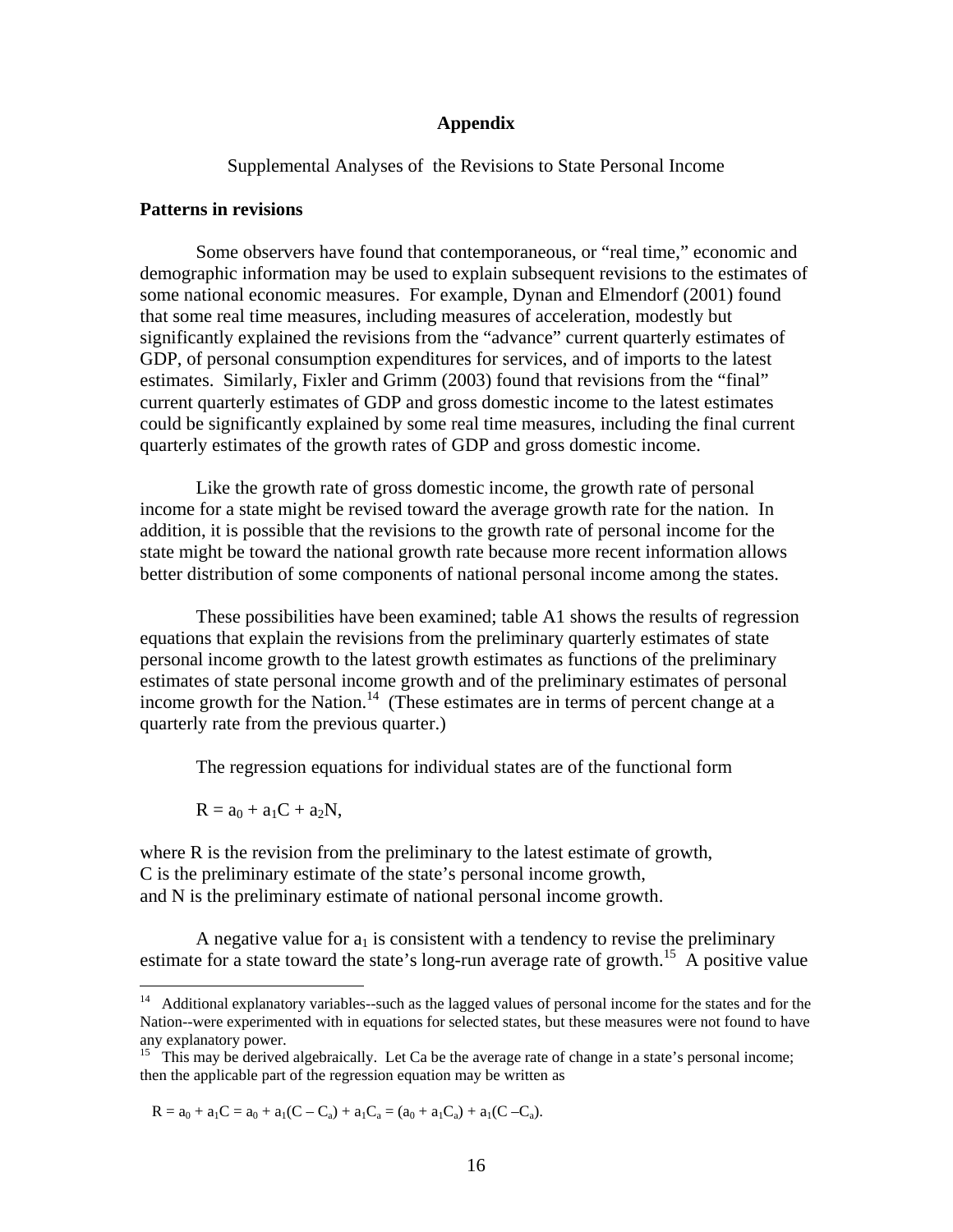## Appendix

Supplemental Analyses of the Revisions to State Personal Income

### Patterns in revisions

Some observers have found that contemporaneous, or “real time,” economic and demographic information may be used to explain subsequent revisions to the estimates of some national economic measures. For example, Dynan and Elmendorf (2001) found that some real time measures, including measures of acceleration, modestly but significantly explained the revisions from the “advance” current quarterly estimates of GDP, of personal consumption expenditures for services, and of imports to the latest estimates. Similarly, Fixler and Grimm (2003) found that revisions from the “final” current quarterly estimates of GDP and gross domestic income to the latest estimates could be significantly explained by some real time measures, including the final current quarterly estimates of the growth rates of GDP and gross domestic income.

Like the growth rate of gross domestic income, the growth rate of personal income for a state might be revised toward the average growth rate for the nation. In addition, it is possible that the revisions to the growth rate of personal income for the state might be toward the national growth rate because more recent information allows better distribution of some components of national personal income among the states.

These possibilities have been examined; table A1 shows the results of regression equations that explain the revisions from the preliminary quarterly estimates of state personal income growth to the latest growth estimates as functions of the preliminary estimates of state personal income growth and of the preliminary estimates of personal income growth for the Nation.[14] (These estimates are in terms of percent change at a quarterly rate from the previous quarter.)

The regression equations for individual states are of the functional form

$$R = a_0 + a_1C + a_2N,$$

where R is the revision from the preliminary to the latest estimate of growth,
C is the preliminary estimate of the state’s personal income growth,
and N is the preliminary estimate of national personal income growth.

A negative value for $a_1$ is consistent with a tendency to revise the preliminary estimate for a state toward the state’s long-run average rate of growth.[15] A positive value

---

[14] Additional explanatory variables--such as the lagged values of personal income for the states and for the Nation--were experimented with in equations for selected states, but these measures were not found to have any explanatory power.

[15] This may be derived algebraically. Let Ca be the average rate of change in a state’s personal income; then the applicable part of the regression equation may be written as

$$R = a_0 + a_1C = a_0 + a_1(C - C_a) + a_1C_a = (a_0 + a_1C_a) + a_1(C - C_a).$$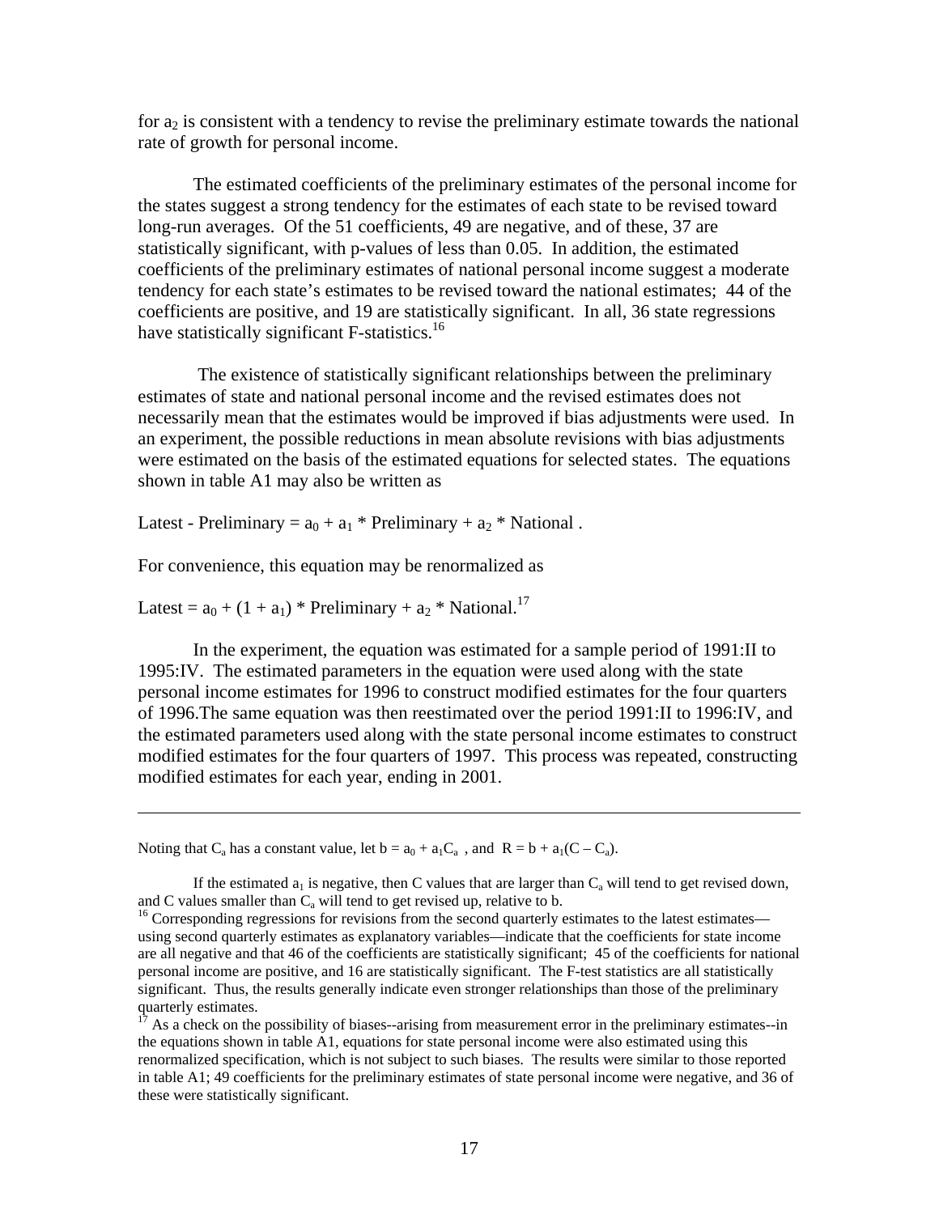for $a_2$ is consistent with a tendency to revise the preliminary estimate towards the national rate of growth for personal income.

The estimated coefficients of the preliminary estimates of the personal income for the states suggest a strong tendency for the estimates of each state to be revised toward long-run averages. Of the 51 coefficients, 49 are negative, and of these, 37 are statistically significant, with p-values of less than 0.05. In addition, the estimated coefficients of the preliminary estimates of national personal income suggest a moderate tendency for each state's estimates to be revised toward the national estimates; 44 of the coefficients are positive, and 19 are statistically significant. In all, 36 state regressions have statistically significant F-statistics.[16]

The existence of statistically significant relationships between the preliminary estimates of state and national personal income and the revised estimates does not necessarily mean that the estimates would be improved if bias adjustments were used. In an experiment, the possible reductions in mean absolute revisions with bias adjustments were estimated on the basis of the estimated equations for selected states. The equations shown in table A1 may also be written as

$$\text{Latest} - \text{Preliminary} = a_0 + a_1 * \text{Preliminary} + a_2 * \text{National} .$$

For convenience, this equation may be renormalized as

$$\text{Latest} = a_0 + (1 + a_1) * \text{Preliminary} + a_2 * \text{National}.$$[17]

In the experiment, the equation was estimated for a sample period of 1991:II to 1995:IV. The estimated parameters in the equation were used along with the state personal income estimates for 1996 to construct modified estimates for the four quarters of 1996.The same equation was then reestimated over the period 1991:II to 1996:IV, and the estimated parameters used along with the state personal income estimates to construct modified estimates for the four quarters of 1997. This process was repeated, constructing modified estimates for each year, ending in 2001.

---

Noting that $C_a$ has a constant value, let $b = a_0 + a_1C_a$ , and $R = b + a_1(C - C_a)$.

If the estimated $a_1$ is negative, then C values that are larger than $C_a$ will tend to get revised down, and C values smaller than $C_a$ will tend to get revised up, relative to b.

[16] Corresponding regressions for revisions from the second quarterly estimates to the latest estimates—using second quarterly estimates as explanatory variables—indicate that the coefficients for state income are all negative and that 46 of the coefficients are statistically significant; 45 of the coefficients for national personal income are positive, and 16 are statistically significant. The F-test statistics are all statistically significant. Thus, the results generally indicate even stronger relationships than those of the preliminary quarterly estimates.

[17] As a check on the possibility of biases--arising from measurement error in the preliminary estimates--in the equations shown in table A1, equations for state personal income were also estimated using this renormalized specification, which is not subject to such biases. The results were similar to those reported in table A1; 49 coefficients for the preliminary estimates of state personal income were negative, and 36 of these were statistically significant.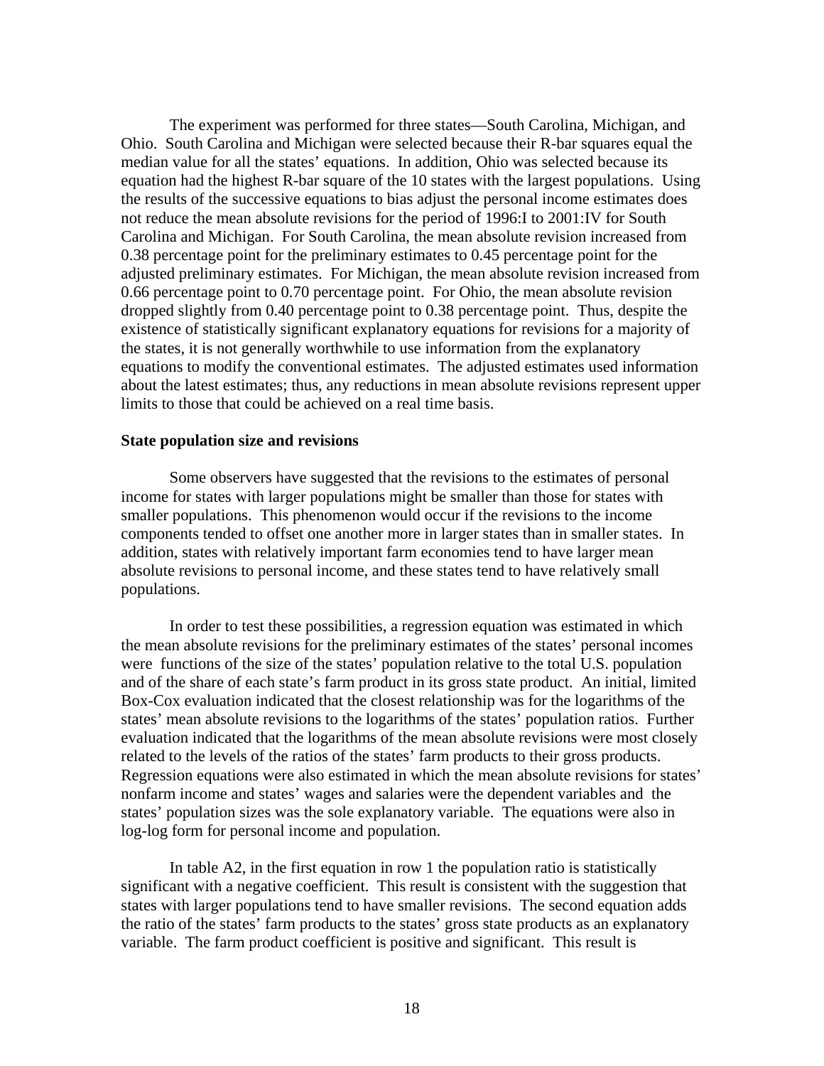The experiment was performed for three states—South Carolina, Michigan, and Ohio. South Carolina and Michigan were selected because their R-bar squares equal the median value for all the states' equations. In addition, Ohio was selected because its equation had the highest R-bar square of the 10 states with the largest populations. Using the results of the successive equations to bias adjust the personal income estimates does not reduce the mean absolute revisions for the period of 1996:I to 2001:IV for South Carolina and Michigan. For South Carolina, the mean absolute revision increased from 0.38 percentage point for the preliminary estimates to 0.45 percentage point for the adjusted preliminary estimates. For Michigan, the mean absolute revision increased from 0.66 percentage point to 0.70 percentage point. For Ohio, the mean absolute revision dropped slightly from 0.40 percentage point to 0.38 percentage point. Thus, despite the existence of statistically significant explanatory equations for revisions for a majority of the states, it is not generally worthwhile to use information from the explanatory equations to modify the conventional estimates. The adjusted estimates used information about the latest estimates; thus, any reductions in mean absolute revisions represent upper limits to those that could be achieved on a real time basis.

**State population size and revisions**

Some observers have suggested that the revisions to the estimates of personal income for states with larger populations might be smaller than those for states with smaller populations. This phenomenon would occur if the revisions to the income components tended to offset one another more in larger states than in smaller states. In addition, states with relatively important farm economies tend to have larger mean absolute revisions to personal income, and these states tend to have relatively small populations.

In order to test these possibilities, a regression equation was estimated in which the mean absolute revisions for the preliminary estimates of the states' personal incomes were functions of the size of the states' population relative to the total U.S. population and of the share of each state's farm product in its gross state product. An initial, limited Box-Cox evaluation indicated that the closest relationship was for the logarithms of the states' mean absolute revisions to the logarithms of the states' population ratios. Further evaluation indicated that the logarithms of the mean absolute revisions were most closely related to the levels of the ratios of the states' farm products to their gross products. Regression equations were also estimated in which the mean absolute revisions for states' nonfarm income and states' wages and salaries were the dependent variables and the states' population sizes was the sole explanatory variable. The equations were also in log-log form for personal income and population.

In table A2, in the first equation in row 1 the population ratio is statistically significant with a negative coefficient. This result is consistent with the suggestion that states with larger populations tend to have smaller revisions. The second equation adds the ratio of the states' farm products to the states' gross state products as an explanatory variable. The farm product coefficient is positive and significant. This result is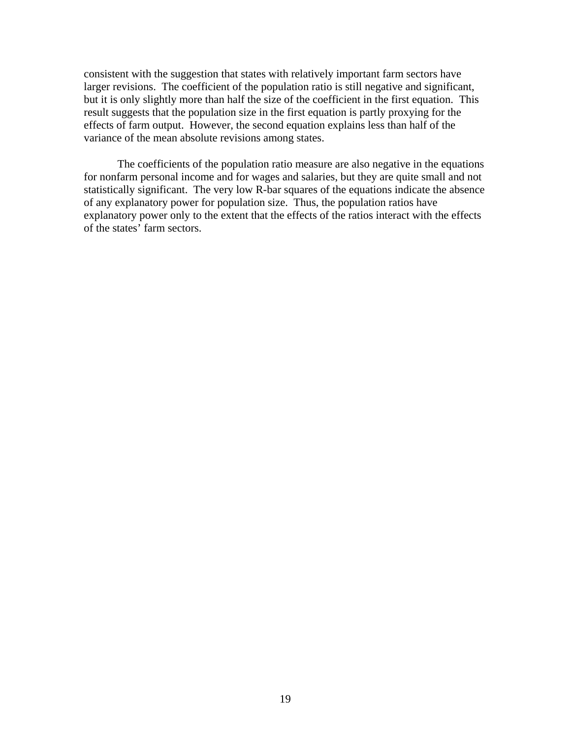consistent with the suggestion that states with relatively important farm sectors have larger revisions. The coefficient of the population ratio is still negative and significant, but it is only slightly more than half the size of the coefficient in the first equation. This result suggests that the population size in the first equation is partly proxying for the effects of farm output. However, the second equation explains less than half of the variance of the mean absolute revisions among states.

The coefficients of the population ratio measure are also negative in the equations for nonfarm personal income and for wages and salaries, but they are quite small and not statistically significant. The very low R-bar squares of the equations indicate the absence of any explanatory power for population size. Thus, the population ratios have explanatory power only to the extent that the effects of the ratios interact with the effects of the states' farm sectors.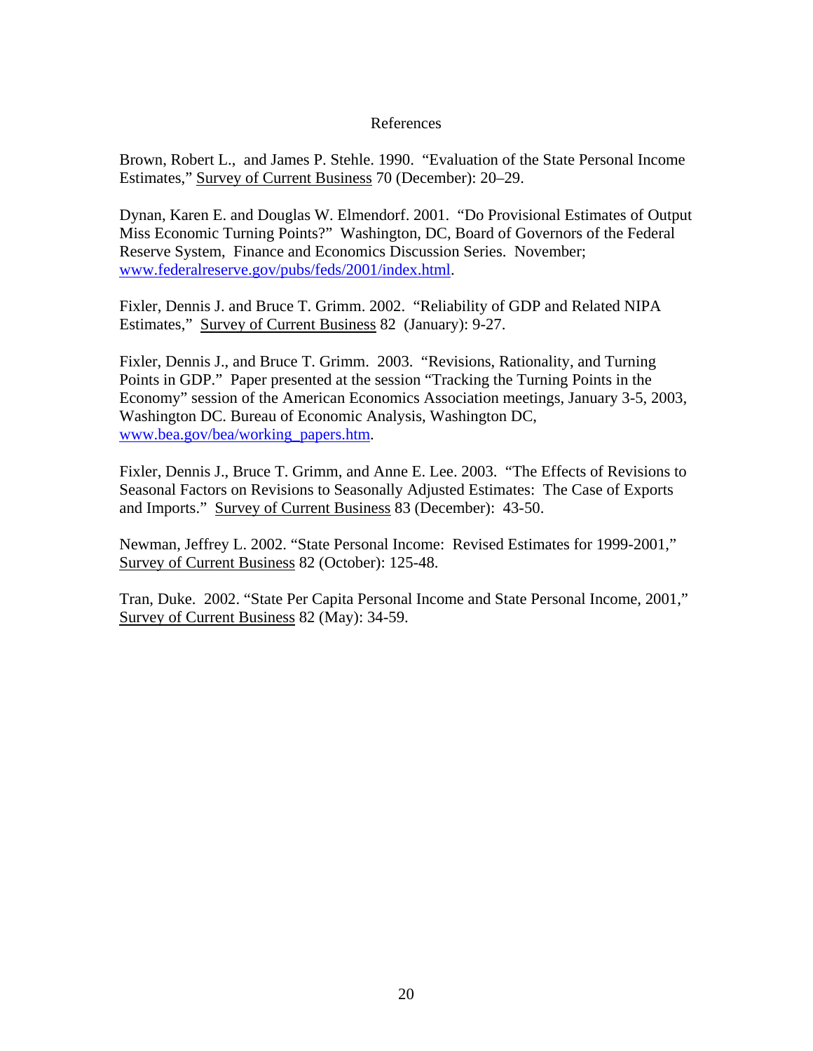# References

Brown, Robert L., and James P. Stehle. 1990. "Evaluation of the State Personal Income Estimates," Survey of Current Business 70 (December): 20–29.

Dynan, Karen E. and Douglas W. Elmendorf. 2001. "Do Provisional Estimates of Output Miss Economic Turning Points?" Washington, DC, Board of Governors of the Federal Reserve System, Finance and Economics Discussion Series. November; www.federalreserve.gov/pubs/feds/2001/index.html.

Fixler, Dennis J. and Bruce T. Grimm. 2002. "Reliability of GDP and Related NIPA Estimates," Survey of Current Business 82 (January): 9-27.

Fixler, Dennis J., and Bruce T. Grimm. 2003. "Revisions, Rationality, and Turning Points in GDP." Paper presented at the session "Tracking the Turning Points in the Economy" session of the American Economics Association meetings, January 3-5, 2003, Washington DC. Bureau of Economic Analysis, Washington DC, www.bea.gov/bea/working_papers.htm.

Fixler, Dennis J., Bruce T. Grimm, and Anne E. Lee. 2003. "The Effects of Revisions to Seasonal Factors on Revisions to Seasonally Adjusted Estimates: The Case of Exports and Imports." Survey of Current Business 83 (December): 43-50.

Newman, Jeffrey L. 2002. "State Personal Income: Revised Estimates for 1999-2001," Survey of Current Business 82 (October): 125-48.

Tran, Duke. 2002. "State Per Capita Personal Income and State Personal Income, 2001," Survey of Current Business 82 (May): 34-59.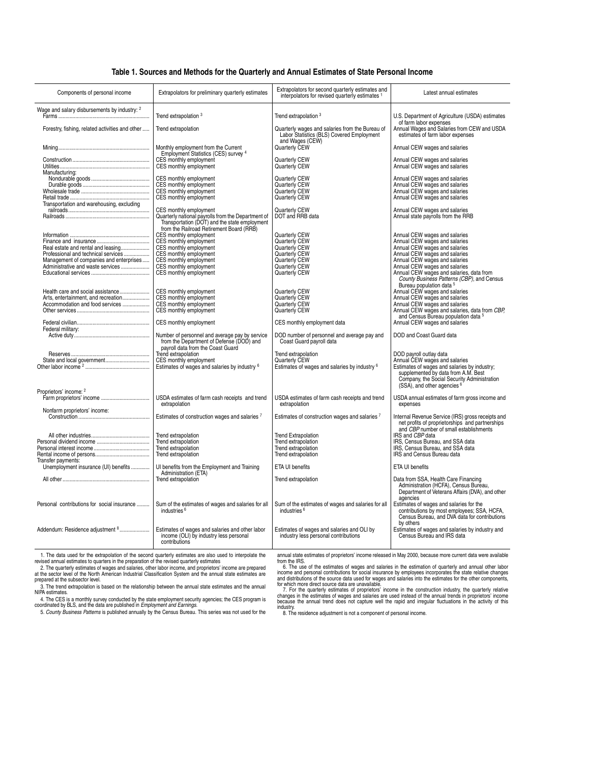### Table 1. Sources and Methods for the Quarterly and Annual Estimates of State Personal Income

| Components of personal income | Extrapolators for preliminary quarterly estimates | Extrapolators for second quarterly estimates and interpolators for revised quarterly estimates [1] | Latest annual estimates |
|---|---|---|---|
| Wage and salary disbursements by industry: [2] | | | |
| Farms | Trend extrapolation [3] | Trend extrapolation [3] | U.S. Department of Agriculture (USDA) estimates of farm labor expenses |
| Forestry, fishing, related activities and other | Trend extrapolation | Quarterly wages and salaries from the Bureau of Labor Statistics (BLS) Covered Employment and Wages (CEW) | Annual Wages and Salaries from CEW and USDA estimates of farm labor expenses |
| Mining | Monthly employment from the Current Employment Statistics (CES) survey [4] | Quarterly CEW | Annual CEW wages and salaries |
| Construction | CES monthly employment | Quarterly CEW | Annual CEW wages and salaries |
| Utilities | CES monthly employment | Quarterly CEW | Annual CEW wages and salaries |
| Manufacturing: | | | |
| Nondurable goods | CES monthly employment | Quarterly CEW | Annual CEW wages and salaries |
| Durable goods | CES monthly employment | Quarterly CEW | Annual CEW wages and salaries |
| Wholesale trade | CES monthly employment | Quarterly CEW | Annual CEW wages and salaries |
| Retail trade | CES monthly employment | Quarterly CEW | Annual CEW wages and salaries |
| Transportation and warehousing, excluding railroads | CES monthly employment | Quarterly CEW | Annual CEW wages and salaries |
| Railroads | Quarterly national payrolls from the Department of Transportation (DOT) and the state employment from the Railroad Retirement Board (RRB) | DOT and RRB data | Annual state payrolls from the RRB |
| Information | CES monthly employment | Quarterly CEW | Annual CEW wages and salaries |
| Finance and insurance | CES monthly employment | Quarterly CEW | Annual CEW wages and salaries |
| Real estate and rental and leasing | CES monthly employment | Quarterly CEW | Annual CEW wages and salaries |
| Professional and technical services | CES monthly employment | Quarterly CEW | Annual CEW wages and salaries |
| Management of companies and enterprises | CES monthly employment | Quarterly CEW | Annual CEW wages and salaries |
| Administrative and waste services | CES monthly employment | Quarterly CEW | Annual CEW wages and salaries |
| Educational services | CES monthly employment | Quarterly CEW | Annual CEW wages and salaries, data from *County Business Patterns (CBP)*, and Census Bureau population data [5] |
| Health care and social assistance | CES monthly employment | Quarterly CEW | Annual CEW wages and salaries |
| Arts, entertainment, and recreation | CES monthly employment | Quarterly CEW | Annual CEW wages and salaries |
| Accommodation and food services | CES monthly employment | Quarterly CEW | Annual CEW wages and salaries |
| Other services | CES monthly employment | Quarterly CEW | Annual CEW wages and salaries, data from *CBP*, and Census Bureau population data [5] |
| Federal civilian | CES monthly employment | CES monthly employment data | Annual CEW wages and salaries |
| Federal military: | | | |
| Active duty | Number of personnel and average pay by service from the Department of Defense (DOD) and payroll data from the Coast Guard | DOD number of personnel and average pay and Coast Guard payroll data | DOD and Coast Guard data |
| Reserves | Trend extrapolation | Trend extrapolation | DOD payroll outlay data |
| State and local government | CES monthly employment | Quarterly CEW | Annual CEW wages and salaries |
| Other labor income [2] | Estimates of wages and salaries by industry [6] | Estimates of wages and salaries by industry [6] | Estimates of wages and salaries by industry; supplemented by data from A.M. Best Company, the Social Security Administration (SSA), and other agencies [6] |
| Proprietors' income: [2] | | | |
| Farm proprietors' income | USDA estimates of farm cash receipts and trend extrapolation | USDA estimates of farm cash receipts and trend extrapolation | USDA annual estimates of farm gross income and expenses |
| Nonfarm proprietors' income: | | | |
| Construction | Estimates of construction wages and salaries [7] | Estimates of construction wages and salaries [7] | Internal Revenue Service (IRS) gross receipts and net profits of proprietorships and partnerships and *CBP* number of small establishments |
| All other industries | Trend extrapolation | Trend Extrapolation | IRS and *CBP* data |
| Personal dividend income | Trend extrapolation | Trend extrapolation | IRS, Census Bureau, and SSA data |
| Personal interest income | Trend extrapolation | Trend extrapolation | IRS, Census Bureau, and SSA data |
| Rental income of persons | Trend extrapolation | Trend extrapolation | IRS and Census Bureau data |
| Transfer payments: | | | |
| Unemployment insurance (UI) benefits | UI benefits from the Employment and Training Administration (ETA) | ETA UI benefits | ETA UI benefits |
| All other | Trend extrapolation | Trend extrapolation | Data from SSA, Health Care Financing Administration (HCFA), Census Bureau, Department of Veterans Affairs (DVA), and other agencies |
| Personal contributions for social insurance | Sum of the estimates of wages and salaries for all industries [6] | Sum of the estimates of wages and salaries for all industries [6] | Estimates of wages and salaries for the contributions by most employees; SSA, HCFA, Census Bureau, and DVA data for contributions by others |
| Addendum: Residence adjustment [8] | Estimates of wages and salaries and other labor income (OLI) by industry less personal contributions | Estimates of wages and salaries and OLI by industry less personal contributions | Estimates of wages and salaries by industry and Census Bureau and IRS data |

1. The data used for the extrapolation of the second quarterly estimates are also used to interpolate the revised annual estimates to quarters in the preparation of the revised quarterly estimates

2. The quarterly estimates of wages and salaries, other labor income, and proprietors' income are prepared at the sector level of the North American Industrial Classification System and the annual state estimates are prepared at the subsector level.

3. The trend extrapolation is based on the relationship between the annual state estimates and the annual NIPA estimates.

4. The CES is a monthly survey conducted by the state employment security agencies; the CES program is coordinated by BLS, and the data are published in *Employment and Earnings*.

5. *County Business Patterns* is published annually by the Census Bureau. This series was not used for the annual state estimates of proprietors' income released in May 2000, because more current data were available from the IRS.

6. The use of the estimates of wages and salaries in the estimation of quarterly and annual other labor income and personal contributions for social insurance by employees incorporates the state relative changes and distributions of the source data used for wages and salaries into the estimates for the other components, for which more direct source data are unavailable.

7. For the quarterly estimates of proprietors' income in the construction industry, the quarterly relative changes in the estimates of wages and salaries are used instead of the annual trends in proprietors' income because the annual trend does not capture well the rapid and irregular fluctuations in the activity of this industry.

8. The residence adjustment is not a component of personal income.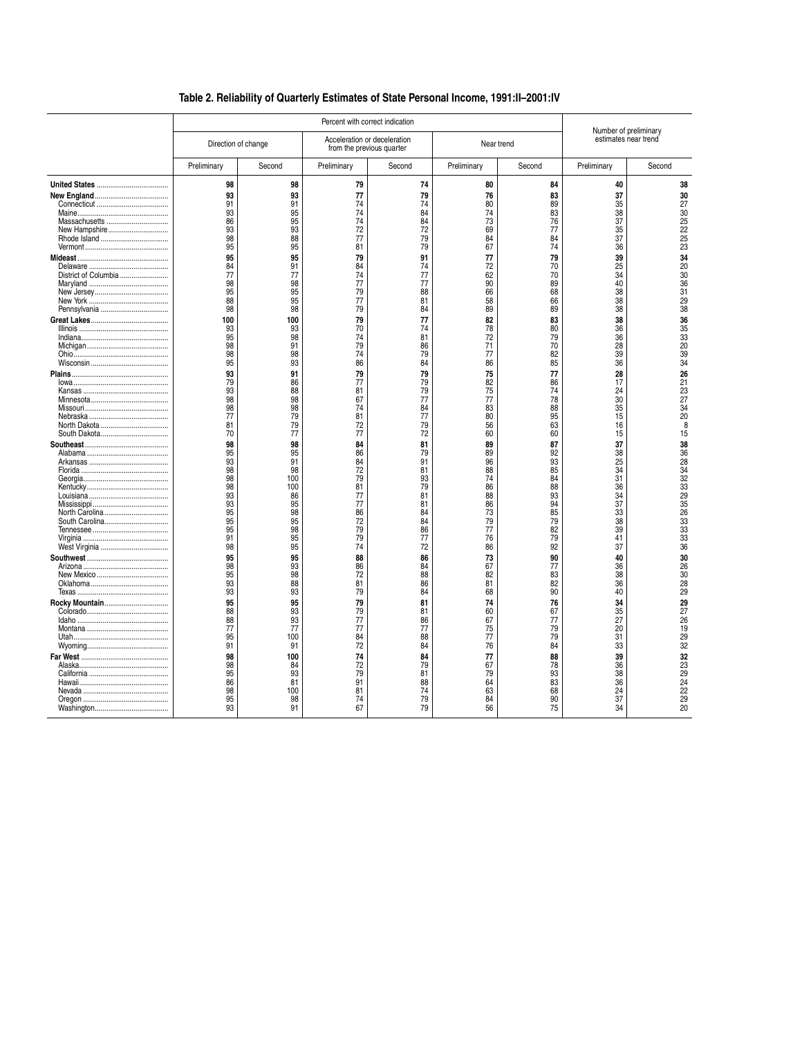## Table 2. Reliability of Quarterly Estimates of State Personal Income, 1991:II–2001:IV

| | Percent with correct indication | | | | | | Number of preliminary estimates near trend | |
|---|---|---|---|---|---|---|---|---|
| | Direction of change | | Acceleration or deceleration from the previous quarter | | Near trend | | | |
| | Preliminary | Second | Preliminary | Second | Preliminary | Second | Preliminary | Second |
| **United States** | **98** | **98** | **79** | **74** | **80** | **84** | **40** | **38** |
| **New England** | **93** | **93** | **77** | **79** | **76** | **83** | **37** | **30** |
| Connecticut | 91 | 91 | 74 | 74 | 80 | 89 | 35 | 27 |
| Maine | 93 | 95 | 74 | 84 | 74 | 83 | 38 | 30 |
| Massachusetts | 86 | 95 | 74 | 84 | 73 | 76 | 37 | 25 |
| New Hampshire | 93 | 93 | 72 | 72 | 69 | 77 | 35 | 22 |
| Rhode Island | 98 | 88 | 77 | 79 | 84 | 84 | 37 | 25 |
| Vermont | 95 | 95 | 81 | 79 | 67 | 74 | 36 | 23 |
| **Mideast** | **95** | **95** | **79** | **91** | **77** | **79** | **39** | **34** |
| Delaware | 84 | 91 | 84 | 74 | 72 | 70 | 25 | 20 |
| District of Columbia | 77 | 77 | 74 | 77 | 62 | 70 | 34 | 30 |
| Maryland | 98 | 98 | 77 | 77 | 90 | 89 | 40 | 36 |
| New Jersey | 95 | 95 | 79 | 88 | 66 | 68 | 38 | 31 |
| New York | 88 | 95 | 77 | 81 | 58 | 66 | 38 | 29 |
| Pennsylvania | 98 | 98 | 79 | 84 | 89 | 89 | 38 | 38 |
| **Great Lakes** | **100** | **100** | **79** | **77** | **82** | **83** | **38** | **36** |
| Illinois | 93 | 93 | 70 | 74 | 78 | 80 | 36 | 35 |
| Indiana | 95 | 98 | 74 | 81 | 72 | 79 | 36 | 33 |
| Michigan | 98 | 91 | 79 | 86 | 71 | 70 | 28 | 20 |
| Ohio | 98 | 98 | 74 | 79 | 77 | 82 | 39 | 39 |
| Wisconsin | 95 | 93 | 86 | 84 | 86 | 85 | 36 | 34 |
| **Plains** | **93** | **91** | **79** | **79** | **75** | **77** | **28** | **26** |
| Iowa | 79 | 86 | 77 | 79 | 82 | 86 | 17 | 21 |
| Kansas | 93 | 88 | 81 | 79 | 75 | 74 | 24 | 23 |
| Minnesota | 98 | 98 | 67 | 77 | 77 | 78 | 30 | 27 |
| Missouri | 98 | 98 | 74 | 84 | 83 | 88 | 35 | 34 |
| Nebraska | 77 | 79 | 81 | 77 | 80 | 95 | 15 | 20 |
| North Dakota | 81 | 79 | 72 | 79 | 56 | 63 | 16 | 8 |
| South Dakota | 70 | 77 | 77 | 72 | 60 | 60 | 15 | 15 |
| **Southeast** | **98** | **98** | **84** | **81** | **89** | **87** | **37** | **38** |
| Alabama | 95 | 95 | 86 | 79 | 89 | 92 | 38 | 36 |
| Arkansas | 93 | 91 | 84 | 91 | 96 | 93 | 25 | 28 |
| Florida | 98 | 98 | 72 | 81 | 88 | 85 | 34 | 34 |
| Georgia | 98 | 100 | 79 | 93 | 74 | 84 | 31 | 32 |
| Kentucky | 98 | 100 | 81 | 79 | 86 | 88 | 36 | 33 |
| Louisiana | 93 | 86 | 77 | 81 | 88 | 93 | 34 | 29 |
| Mississippi | 93 | 95 | 77 | 81 | 86 | 94 | 37 | 35 |
| North Carolina | 95 | 98 | 86 | 84 | 73 | 85 | 33 | 26 |
| South Carolina | 95 | 95 | 72 | 84 | 79 | 79 | 38 | 33 |
| Tennessee | 95 | 98 | 79 | 86 | 77 | 82 | 39 | 33 |
| Virginia | 91 | 95 | 79 | 77 | 76 | 79 | 41 | 33 |
| West Virginia | 98 | 95 | 74 | 72 | 86 | 92 | 37 | 36 |
| **Southwest** | **95** | **95** | **88** | **86** | **73** | **90** | **40** | **30** |
| Arizona | 98 | 93 | 86 | 84 | 67 | 77 | 36 | 26 |
| New Mexico | 95 | 98 | 72 | 88 | 82 | 83 | 38 | 30 |
| Oklahoma | 93 | 88 | 81 | 86 | 81 | 82 | 36 | 28 |
| Texas | 93 | 93 | 79 | 84 | 68 | 90 | 40 | 29 |
| **Rocky Mountain** | **95** | **95** | **79** | **81** | **74** | **76** | **34** | **29** |
| Colorado | 88 | 93 | 79 | 81 | 60 | 67 | 35 | 27 |
| Idaho | 88 | 93 | 77 | 86 | 67 | 77 | 27 | 26 |
| Montana | 77 | 77 | 77 | 77 | 75 | 79 | 20 | 19 |
| Utah | 95 | 100 | 84 | 88 | 77 | 79 | 31 | 29 |
| Wyoming | 91 | 91 | 72 | 84 | 76 | 84 | 33 | 32 |
| **Far West** | **98** | **100** | **74** | **84** | **77** | **88** | **39** | **32** |
| Alaska | 98 | 84 | 72 | 79 | 67 | 78 | 36 | 23 |
| California | 95 | 93 | 79 | 81 | 79 | 93 | 38 | 29 |
| Hawaii | 86 | 81 | 91 | 88 | 64 | 83 | 36 | 24 |
| Nevada | 98 | 100 | 81 | 74 | 63 | 68 | 24 | 22 |
| Oregon | 95 | 98 | 74 | 79 | 84 | 90 | 37 | 29 |
| Washington | 93 | 91 | 67 | 79 | 56 | 75 | 34 | 20 |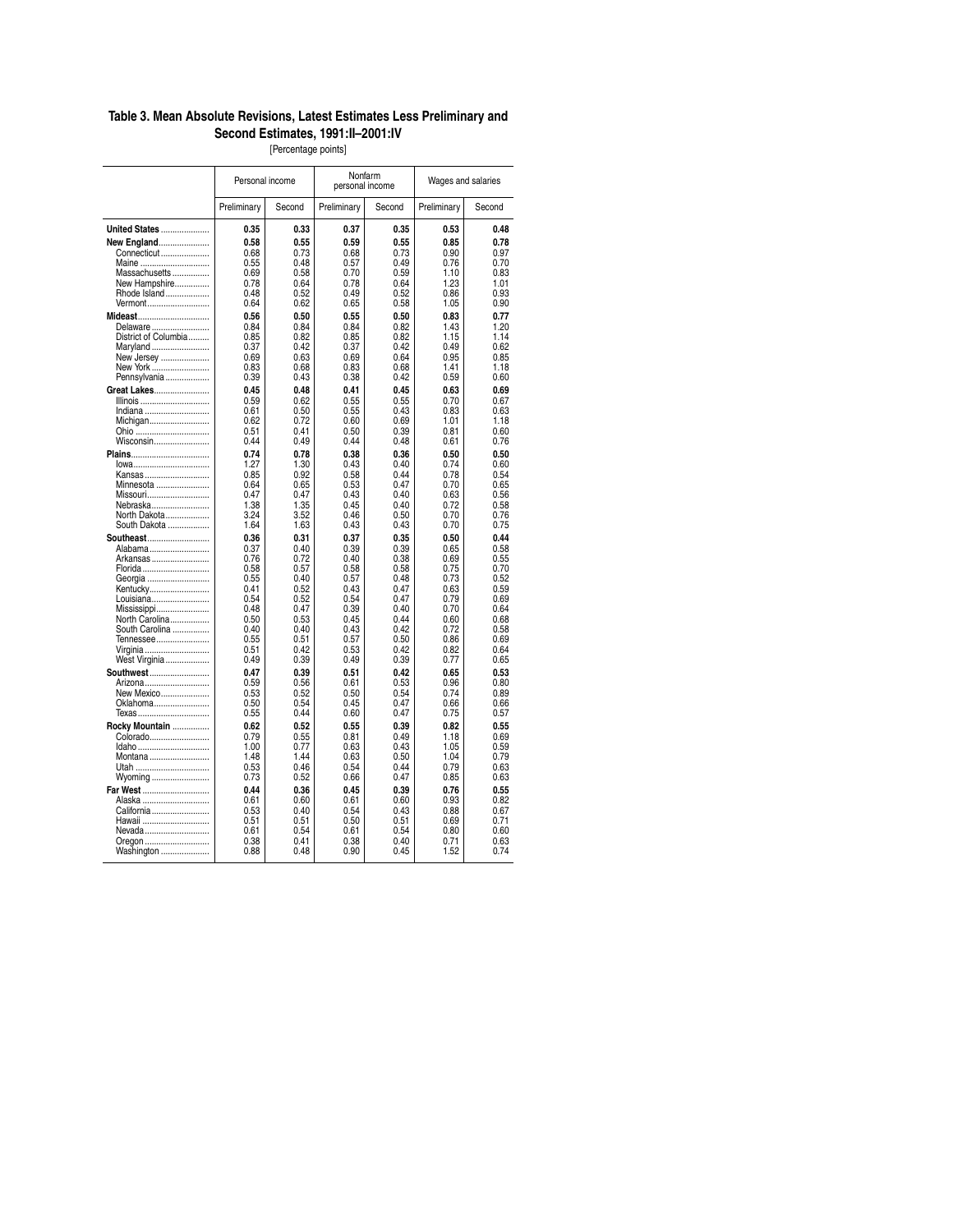### Table 3. Mean Absolute Revisions, Latest Estimates Less Preliminary and Second Estimates, 1991:II–2001:IV

[Percentage points]

| | Personal income | | Nonfarm personal income | | Wages and salaries | |
|---|---|---|---|---|---|---|
| | Preliminary | Second | Preliminary | Second | Preliminary | Second |
| **United States** | **0.35** | **0.33** | **0.37** | **0.35** | **0.53** | **0.48** |
| **New England** | **0.58** | **0.55** | **0.59** | **0.55** | **0.85** | **0.78** |
| Connecticut | 0.68 | 0.73 | 0.68 | 0.73 | 0.90 | 0.97 |
| Maine | 0.55 | 0.48 | 0.57 | 0.49 | 0.76 | 0.70 |
| Massachusetts | 0.69 | 0.58 | 0.70 | 0.59 | 1.10 | 0.83 |
| New Hampshire | 0.78 | 0.64 | 0.78 | 0.64 | 1.23 | 1.01 |
| Rhode Island | 0.48 | 0.52 | 0.49 | 0.52 | 0.86 | 0.93 |
| Vermont | 0.64 | 0.62 | 0.65 | 0.58 | 1.05 | 0.90 |
| **Mideast** | **0.56** | **0.50** | **0.55** | **0.50** | **0.83** | **0.77** |
| Delaware | 0.84 | 0.84 | 0.84 | 0.82 | 1.43 | 1.20 |
| District of Columbia | 0.85 | 0.82 | 0.85 | 0.82 | 1.15 | 1.14 |
| Maryland | 0.37 | 0.42 | 0.37 | 0.42 | 0.49 | 0.62 |
| New Jersey | 0.69 | 0.63 | 0.69 | 0.64 | 0.95 | 0.85 |
| New York | 0.83 | 0.68 | 0.83 | 0.68 | 1.41 | 1.18 |
| Pennsylvania | 0.39 | 0.43 | 0.38 | 0.42 | 0.59 | 0.60 |
| **Great Lakes** | **0.45** | **0.48** | **0.41** | **0.45** | **0.63** | **0.69** |
| Illinois | 0.59 | 0.62 | 0.55 | 0.55 | 0.70 | 0.67 |
| Indiana | 0.61 | 0.50 | 0.55 | 0.43 | 0.83 | 0.63 |
| Michigan | 0.62 | 0.72 | 0.60 | 0.69 | 1.01 | 1.18 |
| Ohio | 0.51 | 0.41 | 0.50 | 0.39 | 0.81 | 0.60 |
| Wisconsin | 0.44 | 0.49 | 0.44 | 0.48 | 0.61 | 0.76 |
| **Plains** | **0.74** | **0.78** | **0.38** | **0.36** | **0.50** | **0.50** |
| Iowa | 1.27 | 1.30 | 0.43 | 0.40 | 0.74 | 0.60 |
| Kansas | 0.85 | 0.92 | 0.58 | 0.44 | 0.78 | 0.54 |
| Minnesota | 0.64 | 0.65 | 0.53 | 0.47 | 0.70 | 0.65 |
| Missouri | 0.47 | 0.47 | 0.43 | 0.40 | 0.63 | 0.56 |
| Nebraska | 1.38 | 1.35 | 0.45 | 0.40 | 0.72 | 0.58 |
| North Dakota | 3.24 | 3.52 | 0.46 | 0.50 | 0.70 | 0.76 |
| South Dakota | 1.64 | 1.63 | 0.43 | 0.43 | 0.70 | 0.75 |
| **Southeast** | **0.36** | **0.31** | **0.37** | **0.35** | **0.50** | **0.44** |
| Alabama | 0.37 | 0.40 | 0.39 | 0.39 | 0.65 | 0.58 |
| Arkansas | 0.76 | 0.72 | 0.40 | 0.38 | 0.69 | 0.55 |
| Florida | 0.58 | 0.57 | 0.58 | 0.58 | 0.75 | 0.70 |
| Georgia | 0.55 | 0.40 | 0.57 | 0.48 | 0.73 | 0.52 |
| Kentucky | 0.41 | 0.52 | 0.43 | 0.47 | 0.63 | 0.59 |
| Louisiana | 0.54 | 0.52 | 0.54 | 0.47 | 0.79 | 0.69 |
| Mississippi | 0.48 | 0.47 | 0.39 | 0.40 | 0.70 | 0.64 |
| North Carolina | 0.50 | 0.53 | 0.45 | 0.44 | 0.60 | 0.68 |
| South Carolina | 0.40 | 0.40 | 0.43 | 0.42 | 0.72 | 0.58 |
| Tennessee | 0.55 | 0.51 | 0.57 | 0.50 | 0.86 | 0.69 |
| Virginia | 0.51 | 0.42 | 0.53 | 0.42 | 0.82 | 0.64 |
| West Virginia | 0.49 | 0.39 | 0.49 | 0.39 | 0.77 | 0.65 |
| **Southwest** | **0.47** | **0.39** | **0.51** | **0.42** | **0.65** | **0.53** |
| Arizona | 0.59 | 0.56 | 0.61 | 0.53 | 0.96 | 0.80 |
| New Mexico | 0.53 | 0.52 | 0.50 | 0.54 | 0.74 | 0.89 |
| Oklahoma | 0.50 | 0.54 | 0.45 | 0.47 | 0.66 | 0.66 |
| Texas | 0.55 | 0.44 | 0.60 | 0.47 | 0.75 | 0.57 |
| **Rocky Mountain** | **0.62** | **0.52** | **0.55** | **0.39** | **0.82** | **0.55** |
| Colorado | 0.79 | 0.55 | 0.81 | 0.49 | 1.18 | 0.69 |
| Idaho | 1.00 | 0.77 | 0.63 | 0.43 | 1.05 | 0.59 |
| Montana | 1.48 | 1.44 | 0.63 | 0.50 | 1.04 | 0.79 |
| Utah | 0.53 | 0.46 | 0.54 | 0.44 | 0.79 | 0.63 |
| Wyoming | 0.73 | 0.52 | 0.66 | 0.47 | 0.85 | 0.63 |
| **Far West** | **0.44** | **0.36** | **0.45** | **0.39** | **0.76** | **0.55** |
| Alaska | 0.61 | 0.60 | 0.61 | 0.60 | 0.93 | 0.82 |
| California | 0.53 | 0.40 | 0.54 | 0.43 | 0.88 | 0.67 |
| Hawaii | 0.51 | 0.51 | 0.50 | 0.51 | 0.69 | 0.71 |
| Nevada | 0.61 | 0.54 | 0.61 | 0.54 | 0.80 | 0.60 |
| Oregon | 0.38 | 0.41 | 0.38 | 0.40 | 0.71 | 0.63 |
| Washington | 0.88 | 0.48 | 0.90 | 0.45 | 1.52 | 0.74 |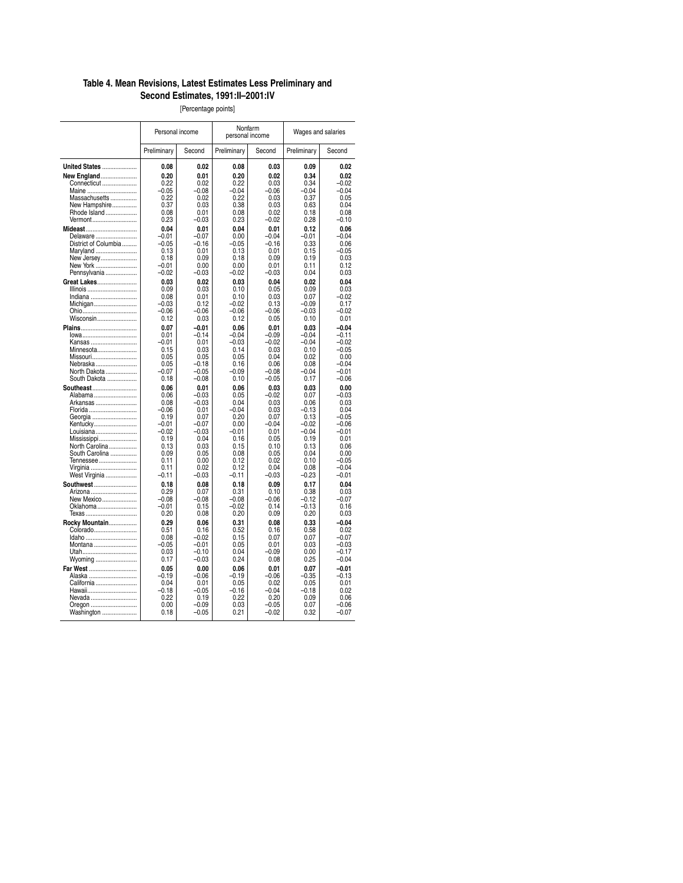**Table 4. Mean Revisions, Latest Estimates Less Preliminary and Second Estimates, 1991:II–2001:IV**

[Percentage points]

| | Personal income | | Nonfarm personal income | | Wages and salaries | |
|---|---|---|---|---|---|---|
| | Preliminary | Second | Preliminary | Second | Preliminary | Second |
| **United States** | **0.08** | **0.02** | **0.08** | **0.03** | **0.09** | **0.02** |
| **New England** | **0.20** | **0.01** | **0.20** | **0.02** | **0.34** | **0.02** |
| Connecticut | 0.22 | 0.02 | 0.22 | 0.03 | 0.34 | –0.02 |
| Maine | –0.05 | –0.08 | –0.04 | –0.06 | –0.04 | –0.04 |
| Massachusetts | 0.22 | 0.02 | 0.22 | 0.03 | 0.37 | 0.05 |
| New Hampshire | 0.37 | 0.03 | 0.38 | 0.03 | 0.63 | 0.04 |
| Rhode Island | 0.08 | 0.01 | 0.08 | 0.02 | 0.18 | 0.08 |
| Vermont | 0.23 | –0.03 | 0.23 | –0.02 | 0.28 | –0.10 |
| **Mideast** | **0.04** | **0.01** | **0.04** | **0.01** | **0.12** | **0.06** |
| Delaware | –0.01 | –0.07 | 0.00 | –0.04 | –0.01 | –0.04 |
| District of Columbia | –0.05 | –0.16 | –0.05 | –0.16 | 0.33 | 0.06 |
| Maryland | 0.13 | 0.01 | 0.13 | 0.01 | 0.15 | –0.05 |
| New Jersey | 0.18 | 0.09 | 0.18 | 0.09 | 0.19 | 0.03 |
| New York | –0.01 | 0.00 | 0.00 | 0.01 | 0.11 | 0.12 |
| Pennsylvania | –0.02 | –0.03 | –0.02 | –0.03 | 0.04 | 0.03 |
| **Great Lakes** | **0.03** | **0.02** | **0.03** | **0.04** | **0.02** | **0.04** |
| Illinois | 0.09 | 0.03 | 0.10 | 0.05 | 0.09 | 0.03 |
| Indiana | 0.08 | 0.01 | 0.10 | 0.03 | 0.07 | –0.02 |
| Michigan | –0.03 | 0.12 | –0.02 | 0.13 | –0.09 | 0.17 |
| Ohio | –0.06 | –0.06 | –0.06 | –0.06 | –0.03 | –0.02 |
| Wisconsin | 0.12 | 0.03 | 0.12 | 0.05 | 0.10 | 0.01 |
| **Plains** | **0.07** | **–0.01** | **0.06** | **0.01** | **0.03** | **–0.04** |
| Iowa | 0.01 | –0.14 | –0.04 | –0.09 | –0.04 | –0.11 |
| Kansas | –0.01 | 0.01 | –0.03 | –0.02 | –0.04 | –0.02 |
| Minnesota | 0.15 | 0.03 | 0.14 | 0.03 | 0.10 | –0.05 |
| Missouri | 0.05 | 0.05 | 0.05 | 0.04 | 0.02 | 0.00 |
| Nebraska | 0.05 | –0.18 | 0.16 | 0.06 | 0.08 | –0.04 |
| North Dakota | –0.07 | –0.05 | –0.09 | –0.08 | –0.04 | –0.01 |
| South Dakota | 0.18 | –0.08 | 0.10 | –0.05 | 0.17 | –0.06 |
| **Southeast** | **0.06** | **0.01** | **0.06** | **0.03** | **0.03** | **0.00** |
| Alabama | 0.06 | –0.03 | 0.05 | –0.02 | 0.07 | –0.03 |
| Arkansas | 0.08 | –0.03 | 0.04 | 0.03 | 0.06 | 0.03 |
| Florida | –0.06 | 0.01 | –0.04 | 0.03 | –0.13 | 0.04 |
| Georgia | 0.19 | 0.07 | 0.20 | 0.07 | 0.13 | –0.05 |
| Kentucky | –0.01 | –0.07 | 0.00 | –0.04 | –0.02 | –0.06 |
| Louisiana | –0.02 | –0.03 | –0.01 | 0.01 | –0.04 | –0.01 |
| Mississippi | 0.19 | 0.04 | 0.16 | 0.05 | 0.19 | 0.01 |
| North Carolina | 0.13 | 0.03 | 0.15 | 0.10 | 0.13 | 0.06 |
| South Carolina | 0.09 | 0.05 | 0.08 | 0.05 | 0.04 | 0.00 |
| Tennessee | 0.11 | 0.00 | 0.12 | 0.02 | 0.10 | –0.05 |
| Virginia | 0.11 | 0.02 | 0.12 | 0.04 | 0.08 | –0.04 |
| West Virginia | –0.11 | –0.03 | –0.11 | –0.03 | –0.23 | –0.01 |
| **Southwest** | **0.18** | **0.08** | **0.18** | **0.09** | **0.17** | **0.04** |
| Arizona | 0.29 | 0.07 | 0.31 | 0.10 | 0.38 | 0.03 |
| New Mexico | –0.08 | –0.08 | –0.08 | –0.06 | –0.12 | –0.07 |
| Oklahoma | –0.01 | 0.15 | –0.02 | 0.14 | –0.13 | 0.16 |
| Texas | 0.20 | 0.08 | 0.20 | 0.09 | 0.20 | 0.03 |
| **Rocky Mountain** | **0.29** | **0.06** | **0.31** | **0.08** | **0.33** | **–0.04** |
| Colorado | 0.51 | 0.16 | 0.52 | 0.16 | 0.58 | 0.02 |
| Idaho | 0.08 | –0.02 | 0.15 | 0.07 | 0.07 | –0.07 |
| Montana | –0.05 | –0.01 | 0.05 | 0.01 | 0.03 | –0.03 |
| Utah | 0.03 | –0.10 | 0.04 | –0.09 | 0.00 | –0.17 |
| Wyoming | 0.17 | –0.03 | 0.24 | 0.08 | 0.25 | –0.04 |
| **Far West** | **0.05** | **0.00** | **0.06** | **0.01** | **0.07** | **–0.01** |
| Alaska | –0.19 | –0.06 | –0.19 | –0.06 | –0.35 | –0.13 |
| California | 0.04 | 0.01 | 0.05 | 0.02 | 0.05 | 0.01 |
| Hawaii | –0.18 | –0.05 | –0.16 | –0.04 | –0.18 | 0.02 |
| Nevada | 0.22 | 0.19 | 0.22 | 0.20 | 0.09 | 0.06 |
| Oregon | 0.00 | –0.09 | 0.03 | –0.05 | 0.07 | –0.06 |
| Washington | 0.18 | –0.05 | 0.21 | –0.02 | 0.32 | –0.07 |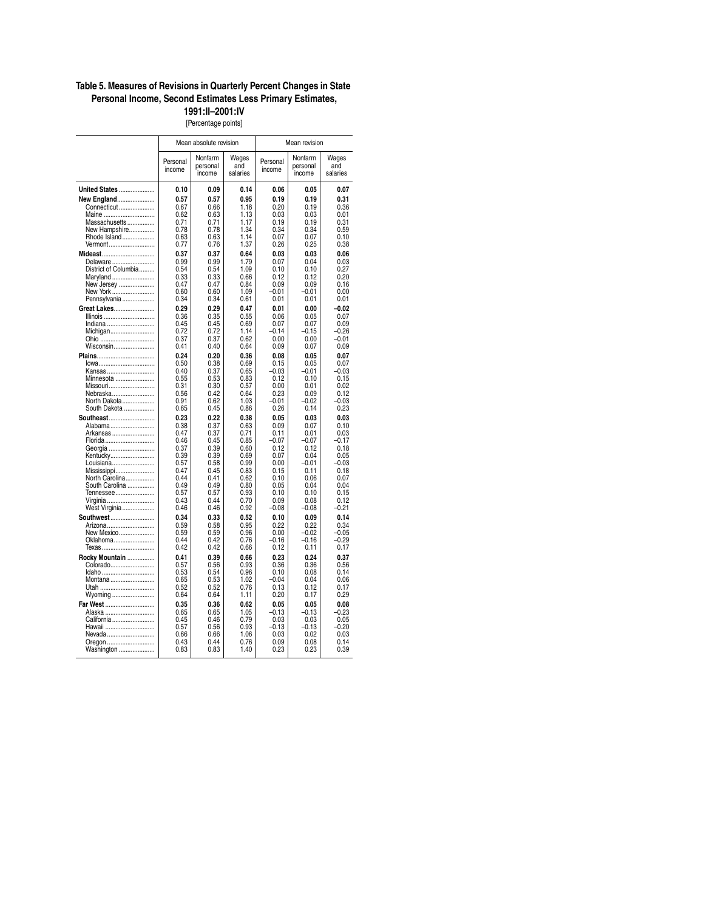**Table 5. Measures of Revisions in Quarterly Percent Changes in State Personal Income, Second Estimates Less Primary Estimates, 1991:II–2001:IV**

[Percentage points]

| | Mean absolute revision | | | Mean revision | | |
|---|---|---|---|---|---|---|
| | Personal income | Nonfarm personal income | Wages and salaries | Personal income | Nonfarm personal income | Wages and salaries |
| **United States** | **0.10** | **0.09** | **0.14** | **0.06** | **0.05** | **0.07** |
| **New England** | **0.57** | **0.57** | **0.95** | **0.19** | **0.19** | **0.31** |
| Connecticut | 0.67 | 0.66 | 1.18 | 0.20 | 0.19 | 0.36 |
| Maine | 0.62 | 0.63 | 1.13 | 0.03 | 0.03 | 0.01 |
| Massachusetts | 0.71 | 0.71 | 1.17 | 0.19 | 0.19 | 0.31 |
| New Hampshire | 0.78 | 0.78 | 1.34 | 0.34 | 0.34 | 0.59 |
| Rhode Island | 0.63 | 0.63 | 1.14 | 0.07 | 0.07 | 0.10 |
| Vermont | 0.77 | 0.76 | 1.37 | 0.26 | 0.25 | 0.38 |
| **Mideast** | **0.37** | **0.37** | **0.64** | **0.03** | **0.03** | **0.06** |
| Delaware | 0.99 | 0.99 | 1.79 | 0.07 | 0.04 | 0.03 |
| District of Columbia | 0.54 | 0.54 | 1.09 | 0.10 | 0.10 | 0.27 |
| Maryland | 0.33 | 0.33 | 0.66 | 0.12 | 0.12 | 0.20 |
| New Jersey | 0.47 | 0.47 | 0.84 | 0.09 | 0.09 | 0.16 |
| New York | 0.60 | 0.60 | 1.09 | –0.01 | –0.01 | 0.00 |
| Pennsylvania | 0.34 | 0.34 | 0.61 | 0.01 | 0.01 | 0.01 |
| **Great Lakes** | **0.29** | **0.29** | **0.47** | **0.01** | **0.00** | **–0.02** |
| Illinois | 0.36 | 0.35 | 0.55 | 0.06 | 0.05 | 0.07 |
| Indiana | 0.45 | 0.45 | 0.69 | 0.07 | 0.07 | 0.09 |
| Michigan | 0.72 | 0.72 | 1.14 | –0.14 | –0.15 | –0.26 |
| Ohio | 0.37 | 0.37 | 0.62 | 0.00 | 0.00 | –0.01 |
| Wisconsin | 0.41 | 0.40 | 0.64 | 0.09 | 0.07 | 0.09 |
| **Plains** | **0.24** | **0.20** | **0.36** | **0.08** | **0.05** | **0.07** |
| Iowa | 0.50 | 0.38 | 0.69 | 0.15 | 0.05 | 0.07 |
| Kansas | 0.40 | 0.37 | 0.65 | –0.03 | –0.01 | –0.03 |
| Minnesota | 0.55 | 0.53 | 0.83 | 0.12 | 0.10 | 0.15 |
| Missouri | 0.31 | 0.30 | 0.57 | 0.00 | 0.01 | 0.02 |
| Nebraska | 0.56 | 0.42 | 0.64 | 0.23 | 0.09 | 0.12 |
| North Dakota | 0.91 | 0.62 | 1.03 | –0.01 | –0.02 | –0.03 |
| South Dakota | 0.65 | 0.45 | 0.86 | 0.26 | 0.14 | 0.23 |
| **Southeast** | **0.23** | **0.22** | **0.38** | **0.05** | **0.03** | **0.03** |
| Alabama | 0.38 | 0.37 | 0.63 | 0.09 | 0.07 | 0.10 |
| Arkansas | 0.47 | 0.37 | 0.71 | 0.11 | 0.01 | 0.03 |
| Florida | 0.46 | 0.45 | 0.85 | –0.07 | –0.07 | –0.17 |
| Georgia | 0.37 | 0.39 | 0.60 | 0.12 | 0.12 | 0.18 |
| Kentucky | 0.39 | 0.39 | 0.69 | 0.07 | 0.04 | 0.05 |
| Louisiana | 0.57 | 0.58 | 0.99 | 0.00 | –0.01 | –0.03 |
| Mississippi | 0.47 | 0.45 | 0.83 | 0.15 | 0.11 | 0.18 |
| North Carolina | 0.44 | 0.41 | 0.62 | 0.10 | 0.06 | 0.07 |
| South Carolina | 0.49 | 0.49 | 0.80 | 0.05 | 0.04 | 0.04 |
| Tennessee | 0.57 | 0.57 | 0.93 | 0.10 | 0.10 | 0.15 |
| Virginia | 0.43 | 0.44 | 0.70 | 0.09 | 0.08 | 0.12 |
| West Virginia | 0.46 | 0.46 | 0.92 | –0.08 | –0.08 | –0.21 |
| **Southwest** | **0.34** | **0.33** | **0.52** | **0.10** | **0.09** | **0.14** |
| Arizona | 0.59 | 0.58 | 0.95 | 0.22 | 0.22 | 0.34 |
| New Mexico | 0.59 | 0.59 | 0.96 | 0.00 | –0.02 | –0.05 |
| Oklahoma | 0.44 | 0.42 | 0.76 | –0.16 | –0.16 | –0.29 |
| Texas | 0.42 | 0.42 | 0.66 | 0.12 | 0.11 | 0.17 |
| **Rocky Mountain** | **0.41** | **0.39** | **0.66** | **0.23** | **0.24** | **0.37** |
| Colorado | 0.57 | 0.56 | 0.93 | 0.36 | 0.36 | 0.56 |
| Idaho | 0.53 | 0.54 | 0.96 | 0.10 | 0.08 | 0.14 |
| Montana | 0.65 | 0.53 | 1.02 | –0.04 | 0.04 | 0.06 |
| Utah | 0.52 | 0.52 | 0.76 | 0.13 | 0.12 | 0.17 |
| Wyoming | 0.64 | 0.64 | 1.11 | 0.20 | 0.17 | 0.29 |
| **Far West** | **0.35** | **0.36** | **0.62** | **0.05** | **0.05** | **0.08** |
| Alaska | 0.65 | 0.65 | 1.05 | –0.13 | –0.13 | –0.23 |
| California | 0.45 | 0.46 | 0.79 | 0.03 | 0.03 | 0.05 |
| Hawaii | 0.57 | 0.56 | 0.93 | –0.13 | –0.13 | –0.20 |
| Nevada | 0.66 | 0.66 | 1.06 | 0.03 | 0.02 | 0.03 |
| Oregon | 0.43 | 0.44 | 0.76 | 0.09 | 0.08 | 0.14 |
| Washington | 0.83 | 0.83 | 1.40 | 0.23 | 0.23 | 0.39 |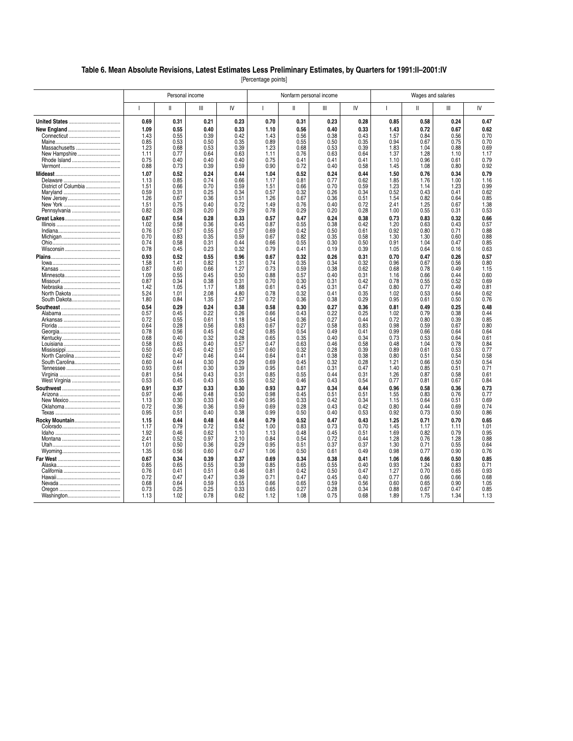# Table 6. Mean Absolute Revisions, Latest Estimates Less Preliminary Estimates, by Quarters for 1991:II–2001:IV

[Percentage points]

| | Personal income | | | | Nonfarm personal income | | | | Wages and salaries | | | |
|---|---|---|---|---|---|---|---|---|---|---|---|---|
| | I | II | III | IV | I | II | III | IV | I | II | III | IV |
| **United States** | **0.69** | **0.31** | **0.21** | **0.23** | **0.70** | **0.31** | **0.23** | **0.28** | **0.85** | **0.58** | **0.24** | **0.47** |
| **New England** | **1.09** | **0.55** | **0.40** | **0.33** | **1.10** | **0.56** | **0.40** | **0.33** | **1.43** | **0.72** | **0.67** | **0.62** |
| Connecticut | 1.43 | 0.55 | 0.39 | 0.42 | 1.43 | 0.56 | 0.38 | 0.43 | 1.57 | 0.84 | 0.56 | 0.70 |
| Maine | 0.85 | 0.53 | 0.50 | 0.35 | 0.89 | 0.55 | 0.50 | 0.35 | 0.94 | 0.67 | 0.75 | 0.70 |
| Massachusetts | 1.23 | 0.68 | 0.53 | 0.39 | 1.23 | 0.68 | 0.53 | 0.39 | 1.83 | 1.04 | 0.88 | 0.69 |
| New Hampshire | 1.11 | 0.77 | 0.64 | 0.63 | 1.11 | 0.76 | 0.63 | 0.64 | 1.37 | 1.28 | 1.10 | 1.17 |
| Rhode Island | 0.75 | 0.40 | 0.40 | 0.40 | 0.75 | 0.41 | 0.41 | 0.41 | 1.10 | 0.96 | 0.61 | 0.79 |
| Vermont | 0.88 | 0.73 | 0.39 | 0.59 | 0.90 | 0.72 | 0.40 | 0.58 | 1.45 | 1.08 | 0.80 | 0.92 |
| **Mideast** | **1.07** | **0.52** | **0.24** | **0.44** | **1.04** | **0.52** | **0.24** | **0.44** | **1.50** | **0.76** | **0.34** | **0.79** |
| Delaware | 1.13 | 0.85 | 0.74 | 0.66 | 1.17 | 0.81 | 0.77 | 0.62 | 1.85 | 1.76 | 1.00 | 1.16 |
| District of Columbia | 1.51 | 0.66 | 0.70 | 0.59 | 1.51 | 0.66 | 0.70 | 0.59 | 1.23 | 1.14 | 1.23 | 0.99 |
| Maryland | 0.59 | 0.31 | 0.25 | 0.34 | 0.57 | 0.32 | 0.26 | 0.34 | 0.52 | 0.43 | 0.41 | 0.62 |
| New Jersey | 1.26 | 0.67 | 0.36 | 0.51 | 1.26 | 0.67 | 0.36 | 0.51 | 1.54 | 0.82 | 0.64 | 0.85 |
| New York | 1.51 | 0.75 | 0.40 | 0.72 | 1.49 | 0.76 | 0.40 | 0.72 | 2.41 | 1.25 | 0.67 | 1.38 |
| Pennsylvania | 0.82 | 0.28 | 0.20 | 0.29 | 0.78 | 0.29 | 0.20 | 0.28 | 1.00 | 0.55 | 0.31 | 0.53 |
| **Great Lakes** | **0.67** | **0.54** | **0.28** | **0.33** | **0.57** | **0.47** | **0.24** | **0.38** | **0.73** | **0.83** | **0.32** | **0.66** |
| Illinois | 1.02 | 0.58 | 0.36 | 0.45 | 0.87 | 0.55 | 0.38 | 0.42 | 1.20 | 0.63 | 0.43 | 0.57 |
| Indiana | 0.76 | 0.57 | 0.55 | 0.57 | 0.69 | 0.42 | 0.50 | 0.61 | 0.92 | 0.80 | 0.71 | 0.88 |
| Michigan | 0.70 | 0.83 | 0.35 | 0.59 | 0.67 | 0.82 | 0.35 | 0.58 | 1.30 | 1.30 | 0.60 | 0.88 |
| Ohio | 0.74 | 0.58 | 0.31 | 0.44 | 0.66 | 0.55 | 0.30 | 0.50 | 0.91 | 1.04 | 0.47 | 0.85 |
| Wisconsin | 0.78 | 0.45 | 0.23 | 0.32 | 0.79 | 0.41 | 0.19 | 0.39 | 1.05 | 0.64 | 0.16 | 0.63 |
| **Plains** | **0.93** | **0.52** | **0.55** | **0.96** | **0.67** | **0.32** | **0.26** | **0.31** | **0.70** | **0.47** | **0.26** | **0.57** |
| Iowa | 1.58 | 1.41 | 0.82 | 1.31 | 0.74 | 0.35 | 0.34 | 0.32 | 0.96 | 0.67 | 0.56 | 0.80 |
| Kansas | 0.87 | 0.60 | 0.66 | 1.27 | 0.73 | 0.59 | 0.38 | 0.62 | 0.68 | 0.78 | 0.49 | 1.15 |
| Minnesota | 1.09 | 0.55 | 0.45 | 0.50 | 0.88 | 0.57 | 0.40 | 0.31 | 1.16 | 0.66 | 0.44 | 0.60 |
| Missouri | 0.87 | 0.34 | 0.38 | 0.31 | 0.70 | 0.30 | 0.31 | 0.42 | 0.78 | 0.55 | 0.52 | 0.69 |
| Nebraska | 1.42 | 1.05 | 1.17 | 1.88 | 0.61 | 0.45 | 0.31 | 0.47 | 0.80 | 0.77 | 0.49 | 0.81 |
| North Dakota | 5.24 | 1.01 | 2.08 | 4.80 | 0.78 | 0.32 | 0.41 | 0.35 | 1.02 | 0.53 | 0.64 | 0.62 |
| South Dakota | 1.80 | 0.84 | 1.35 | 2.57 | 0.72 | 0.36 | 0.38 | 0.29 | 0.95 | 0.61 | 0.50 | 0.76 |
| **Southeast** | **0.54** | **0.29** | **0.24** | **0.38** | **0.58** | **0.30** | **0.27** | **0.36** | **0.81** | **0.49** | **0.25** | **0.48** |
| Alabama | 0.57 | 0.45 | 0.22 | 0.26 | 0.66 | 0.43 | 0.22 | 0.25 | 1.02 | 0.79 | 0.38 | 0.44 |
| Arkansas | 0.72 | 0.55 | 0.61 | 1.18 | 0.54 | 0.36 | 0.27 | 0.44 | 0.72 | 0.80 | 0.39 | 0.85 |
| Florida | 0.64 | 0.28 | 0.56 | 0.83 | 0.67 | 0.27 | 0.58 | 0.83 | 0.98 | 0.59 | 0.67 | 0.80 |
| Georgia | 0.78 | 0.56 | 0.45 | 0.42 | 0.85 | 0.54 | 0.49 | 0.41 | 0.99 | 0.66 | 0.64 | 0.64 |
| Kentucky | 0.68 | 0.40 | 0.32 | 0.28 | 0.65 | 0.35 | 0.40 | 0.34 | 0.73 | 0.53 | 0.64 | 0.61 |
| Louisiana | 0.58 | 0.63 | 0.40 | 0.57 | 0.47 | 0.63 | 0.46 | 0.58 | 0.48 | 1.04 | 0.78 | 0.84 |
| Mississippi | 0.50 | 0.45 | 0.42 | 0.57 | 0.60 | 0.32 | 0.28 | 0.39 | 0.89 | 0.61 | 0.53 | 0.77 |
| North Carolina | 0.62 | 0.47 | 0.46 | 0.44 | 0.64 | 0.41 | 0.38 | 0.38 | 0.80 | 0.51 | 0.54 | 0.58 |
| South Carolina | 0.60 | 0.44 | 0.30 | 0.29 | 0.69 | 0.45 | 0.32 | 0.28 | 1.21 | 0.66 | 0.50 | 0.54 |
| Tennessee | 0.93 | 0.61 | 0.30 | 0.39 | 0.95 | 0.61 | 0.31 | 0.47 | 1.40 | 0.85 | 0.51 | 0.71 |
| Virginia | 0.81 | 0.54 | 0.43 | 0.31 | 0.85 | 0.55 | 0.44 | 0.31 | 1.26 | 0.87 | 0.58 | 0.61 |
| West Virginia | 0.53 | 0.45 | 0.43 | 0.55 | 0.52 | 0.46 | 0.43 | 0.54 | 0.77 | 0.81 | 0.67 | 0.84 |
| **Southwest** | **0.91** | **0.37** | **0.33** | **0.30** | **0.93** | **0.37** | **0.34** | **0.44** | **0.96** | **0.58** | **0.36** | **0.73** |
| Arizona | 0.97 | 0.46 | 0.48 | 0.50 | 0.98 | 0.45 | 0.51 | 0.51 | 1.55 | 0.83 | 0.76 | 0.77 |
| New Mexico | 1.13 | 0.30 | 0.33 | 0.40 | 0.95 | 0.33 | 0.42 | 0.34 | 1.15 | 0.64 | 0.51 | 0.69 |
| Oklahoma | 0.72 | 0.36 | 0.36 | 0.59 | 0.69 | 0.28 | 0.43 | 0.42 | 0.80 | 0.44 | 0.69 | 0.74 |
| Texas | 0.95 | 0.51 | 0.40 | 0.38 | 0.99 | 0.50 | 0.40 | 0.53 | 0.92 | 0.73 | 0.50 | 0.86 |
| **Rocky Mountain** | **1.15** | **0.44** | **0.48** | **0.44** | **0.79** | **0.52** | **0.47** | **0.43** | **1.25** | **0.71** | **0.70** | **0.65** |
| Colorado | 1.17 | 0.79 | 0.72 | 0.52 | 1.00 | 0.83 | 0.73 | 0.70 | 1.45 | 1.17 | 1.11 | 1.01 |
| Idaho | 1.92 | 0.46 | 0.62 | 1.10 | 1.13 | 0.48 | 0.45 | 0.51 | 1.69 | 0.82 | 0.79 | 0.95 |
| Montana | 2.41 | 0.52 | 0.97 | 2.10 | 0.84 | 0.54 | 0.72 | 0.44 | 1.28 | 0.76 | 1.28 | 0.88 |
| Utah | 1.01 | 0.50 | 0.36 | 0.29 | 0.95 | 0.51 | 0.37 | 0.37 | 1.30 | 0.71 | 0.55 | 0.64 |
| Wyoming | 1.35 | 0.56 | 0.60 | 0.47 | 1.06 | 0.50 | 0.61 | 0.49 | 0.98 | 0.77 | 0.90 | 0.76 |
| **Far West** | **0.67** | **0.34** | **0.39** | **0.37** | **0.69** | **0.34** | **0.38** | **0.41** | **1.06** | **0.66** | **0.50** | **0.85** |
| Alaska | 0.85 | 0.65 | 0.55 | 0.39 | 0.85 | 0.65 | 0.55 | 0.40 | 0.93 | 1.24 | 0.83 | 0.71 |
| California | 0.76 | 0.41 | 0.51 | 0.46 | 0.81 | 0.42 | 0.50 | 0.47 | 1.27 | 0.70 | 0.65 | 0.93 |
| Hawaii | 0.72 | 0.47 | 0.47 | 0.39 | 0.71 | 0.47 | 0.45 | 0.40 | 0.77 | 0.66 | 0.66 | 0.68 |
| Nevada | 0.68 | 0.64 | 0.59 | 0.55 | 0.66 | 0.65 | 0.59 | 0.56 | 0.60 | 0.65 | 0.90 | 1.05 |
| Oregon | 0.73 | 0.25 | 0.25 | 0.33 | 0.65 | 0.27 | 0.28 | 0.34 | 0.88 | 0.67 | 0.47 | 0.85 |
| Washington | 1.13 | 1.02 | 0.78 | 0.62 | 1.12 | 1.08 | 0.75 | 0.68 | 1.89 | 1.75 | 1.34 | 1.13 |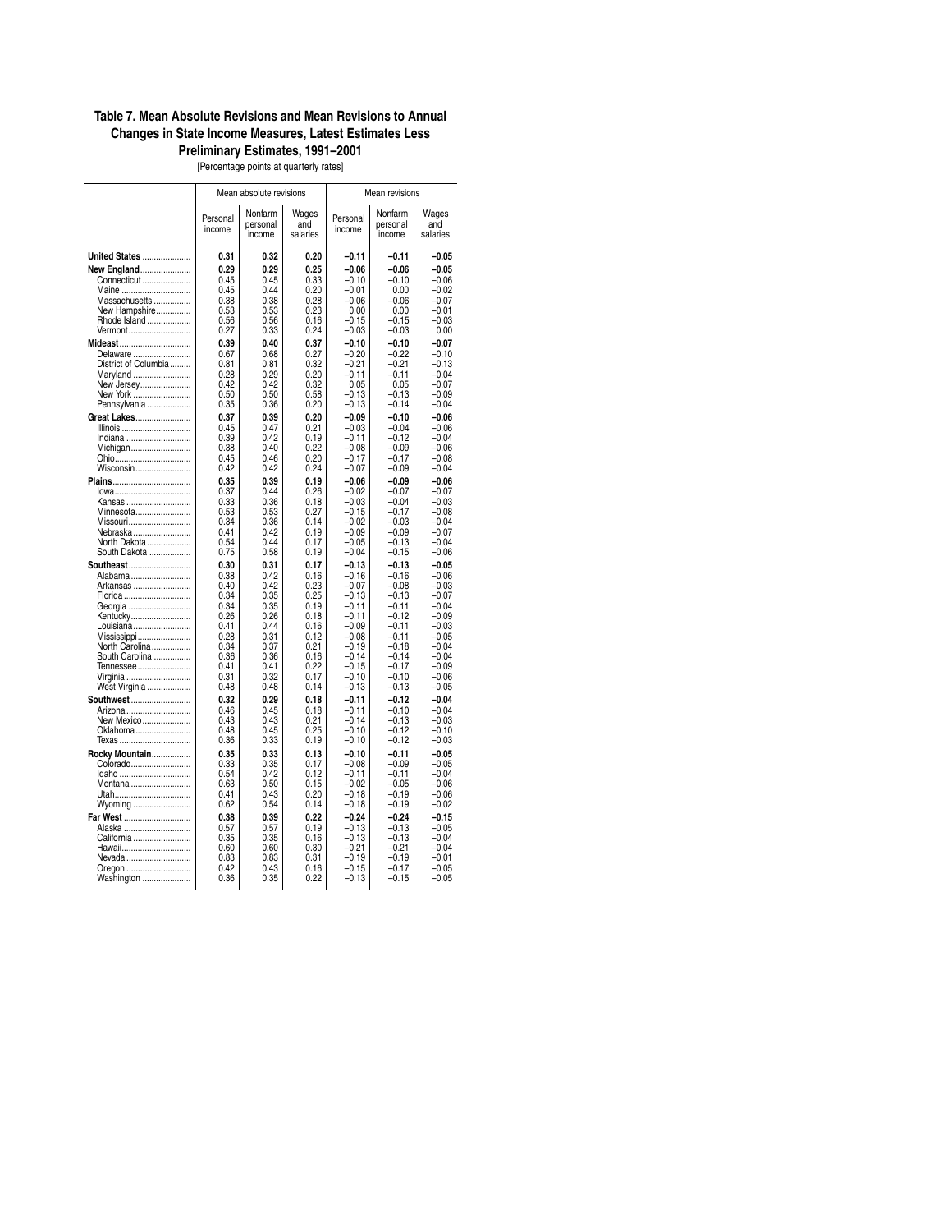### Table 7. Mean Absolute Revisions and Mean Revisions to Annual Changes in State Income Measures, Latest Estimates Less Preliminary Estimates, 1991–2001

[Percentage points at quarterly rates]

| | Mean absolute revisions | | | Mean revisions | | |
|---|---|---|---|---|---|---|
| | Personal income | Nonfarm personal income | Wages and salaries | Personal income | Nonfarm personal income | Wages and salaries |
| **United States** | **0.31** | **0.32** | **0.20** | **–0.11** | **–0.11** | **–0.05** |
| **New England** | **0.29** | **0.29** | **0.25** | **–0.06** | **–0.06** | **–0.05** |
| Connecticut | 0.45 | 0.45 | 0.33 | –0.10 | –0.10 | –0.06 |
| Maine | 0.45 | 0.44 | 0.20 | –0.01 | 0.00 | –0.02 |
| Massachusetts | 0.38 | 0.38 | 0.28 | –0.06 | –0.06 | –0.07 |
| New Hampshire | 0.53 | 0.53 | 0.23 | 0.00 | 0.00 | –0.01 |
| Rhode Island | 0.56 | 0.56 | 0.16 | –0.15 | –0.15 | –0.03 |
| Vermont | 0.27 | 0.33 | 0.24 | –0.03 | –0.03 | 0.00 |
| **Mideast** | **0.39** | **0.40** | **0.37** | **–0.10** | **–0.10** | **–0.07** |
| Delaware | 0.67 | 0.68 | 0.27 | –0.20 | –0.22 | –0.10 |
| District of Columbia | 0.81 | 0.81 | 0.32 | –0.21 | –0.21 | –0.13 |
| Maryland | 0.28 | 0.29 | 0.20 | –0.11 | –0.11 | –0.04 |
| New Jersey | 0.42 | 0.42 | 0.32 | 0.05 | 0.05 | –0.07 |
| New York | 0.50 | 0.50 | 0.58 | –0.13 | –0.13 | –0.09 |
| Pennsylvania | 0.35 | 0.36 | 0.20 | –0.13 | –0.14 | –0.04 |
| **Great Lakes** | **0.37** | **0.39** | **0.20** | **–0.09** | **–0.10** | **–0.06** |
| Illinois | 0.45 | 0.47 | 0.21 | –0.03 | –0.04 | –0.06 |
| Indiana | 0.39 | 0.42 | 0.19 | –0.11 | –0.12 | –0.04 |
| Michigan | 0.38 | 0.40 | 0.22 | –0.08 | –0.09 | –0.06 |
| Ohio | 0.45 | 0.46 | 0.20 | –0.17 | –0.17 | –0.08 |
| Wisconsin | 0.42 | 0.42 | 0.24 | –0.07 | –0.09 | –0.04 |
| **Plains** | **0.35** | **0.39** | **0.19** | **–0.06** | **–0.09** | **–0.06** |
| Iowa | 0.37 | 0.44 | 0.26 | –0.02 | –0.07 | –0.07 |
| Kansas | 0.33 | 0.36 | 0.18 | –0.03 | –0.04 | –0.03 |
| Minnesota | 0.53 | 0.53 | 0.27 | –0.15 | –0.17 | –0.08 |
| Missouri | 0.34 | 0.36 | 0.14 | –0.02 | –0.03 | –0.04 |
| Nebraska | 0.41 | 0.42 | 0.19 | –0.09 | –0.09 | –0.07 |
| North Dakota | 0.54 | 0.44 | 0.17 | –0.05 | –0.13 | –0.04 |
| South Dakota | 0.75 | 0.58 | 0.19 | –0.04 | –0.15 | –0.06 |
| **Southeast** | **0.30** | **0.31** | **0.17** | **–0.13** | **–0.13** | **–0.05** |
| Alabama | 0.38 | 0.42 | 0.16 | –0.16 | –0.16 | –0.06 |
| Arkansas | 0.40 | 0.42 | 0.23 | –0.07 | –0.08 | –0.03 |
| Florida | 0.34 | 0.35 | 0.25 | –0.13 | –0.13 | –0.07 |
| Georgia | 0.34 | 0.35 | 0.19 | –0.11 | –0.11 | –0.04 |
| Kentucky | 0.26 | 0.26 | 0.18 | –0.11 | –0.12 | –0.09 |
| Louisiana | 0.41 | 0.44 | 0.16 | –0.09 | –0.11 | –0.03 |
| Mississippi | 0.28 | 0.31 | 0.12 | –0.08 | –0.11 | –0.05 |
| North Carolina | 0.34 | 0.37 | 0.21 | –0.19 | –0.18 | –0.04 |
| South Carolina | 0.36 | 0.36 | 0.16 | –0.14 | –0.14 | –0.04 |
| Tennessee | 0.41 | 0.41 | 0.22 | –0.15 | –0.17 | –0.09 |
| Virginia | 0.31 | 0.32 | 0.17 | –0.10 | –0.10 | –0.06 |
| West Virginia | 0.48 | 0.48 | 0.14 | –0.13 | –0.13 | –0.05 |
| **Southwest** | **0.32** | **0.29** | **0.18** | **–0.11** | **–0.12** | **–0.04** |
| Arizona | 0.46 | 0.45 | 0.18 | –0.11 | –0.10 | –0.04 |
| New Mexico | 0.43 | 0.43 | 0.21 | –0.14 | –0.13 | –0.03 |
| Oklahoma | 0.48 | 0.45 | 0.25 | –0.10 | –0.12 | –0.10 |
| Texas | 0.36 | 0.33 | 0.19 | –0.10 | –0.12 | –0.03 |
| **Rocky Mountain** | **0.35** | **0.33** | **0.13** | **–0.10** | **–0.11** | **–0.05** |
| Colorado | 0.33 | 0.35 | 0.17 | –0.08 | –0.09 | –0.05 |
| Idaho | 0.54 | 0.42 | 0.12 | –0.11 | –0.11 | –0.04 |
| Montana | 0.63 | 0.50 | 0.15 | –0.02 | –0.05 | –0.06 |
| Utah | 0.41 | 0.43 | 0.20 | –0.18 | –0.19 | –0.06 |
| Wyoming | 0.62 | 0.54 | 0.14 | –0.18 | –0.19 | –0.02 |
| **Far West** | **0.38** | **0.39** | **0.22** | **–0.24** | **–0.24** | **–0.15** |
| Alaska | 0.57 | 0.57 | 0.19 | –0.13 | –0.13 | –0.05 |
| California | 0.35 | 0.35 | 0.16 | –0.13 | –0.13 | –0.04 |
| Hawaii | 0.60 | 0.60 | 0.30 | –0.21 | –0.21 | –0.04 |
| Nevada | 0.83 | 0.83 | 0.31 | –0.19 | –0.19 | –0.01 |
| Oregon | 0.42 | 0.43 | 0.16 | –0.15 | –0.17 | –0.05 |
| Washington | 0.36 | 0.35 | 0.22 | –0.13 | –0.15 | –0.05 |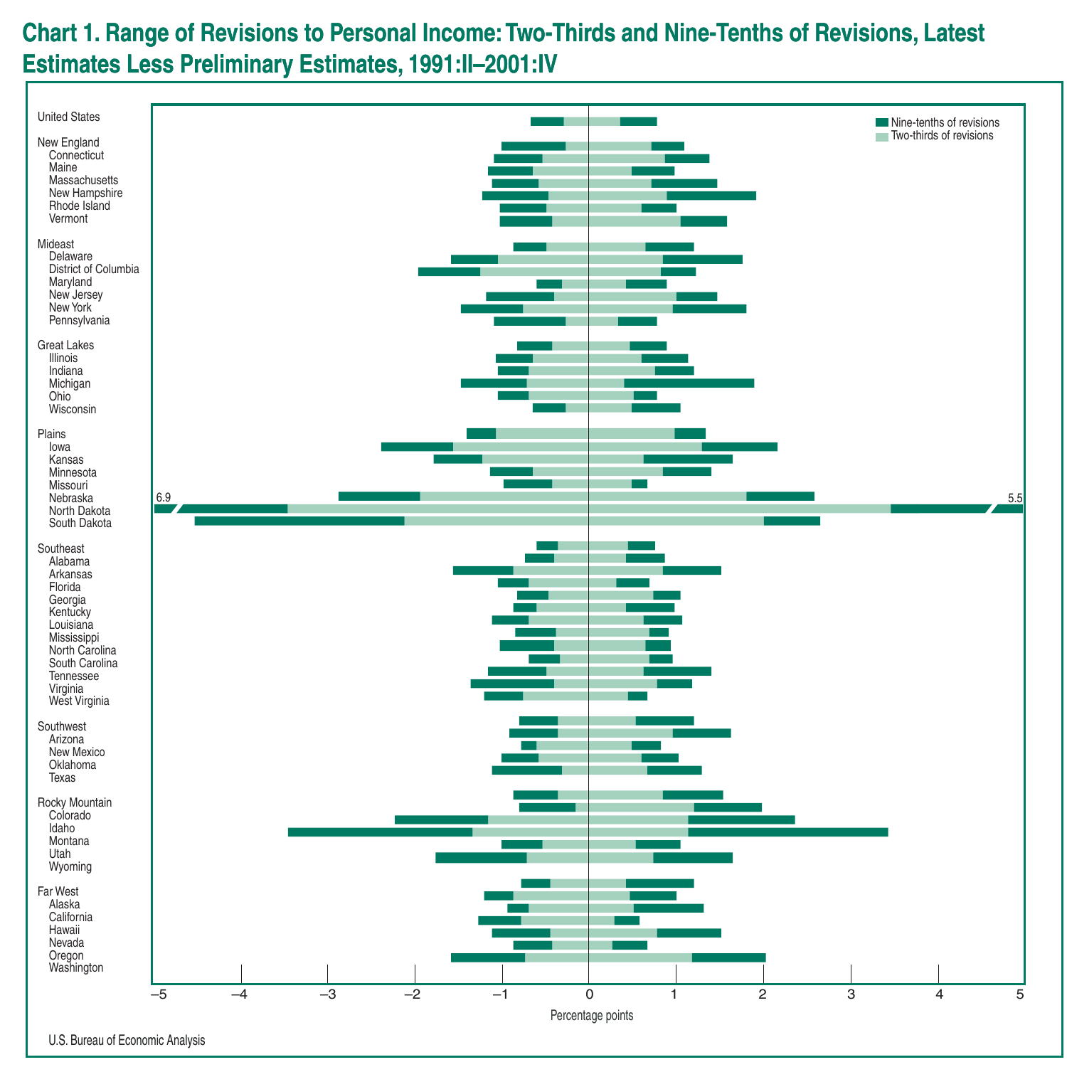# Chart 1. Range of Revisions to Personal Income: Two-Thirds and Nine-Tenths of Revisions, Latest Estimates Less Preliminary Estimates, 1991:II–2001:IV

Nine-tenths of revisions

Two-thirds of revisions

United States

New England
Connecticut
Maine
Massachusetts
New Hampshire
Rhode Island
Vermont

Mideast
Delaware
District of Columbia
Maryland
New Jersey
New York
Pennsylvania

Great Lakes
Illinois
Indiana
Michigan
Ohio
Wisconsin

Plains
Iowa
Kansas
Minnesota
Missouri
Nebraska
North Dakota
South Dakota

Southeast
Alabama
Arkansas
Florida
Georgia
Kentucky
Louisiana
Mississippi
North Carolina
South Carolina
Tennessee
Virginia
West Virginia

Southwest
Arizona
New Mexico
Oklahoma
Texas

Rocky Mountain
Colorado
Idaho
Montana
Utah
Wyoming

Far West
Alaska
California
Hawaii
Nevada
Oregon
Washington

6.9

5.5

–5 –4 –3 –2 –1 0 1 2 3 4 5

Percentage points

U.S. Bureau of Economic Analysis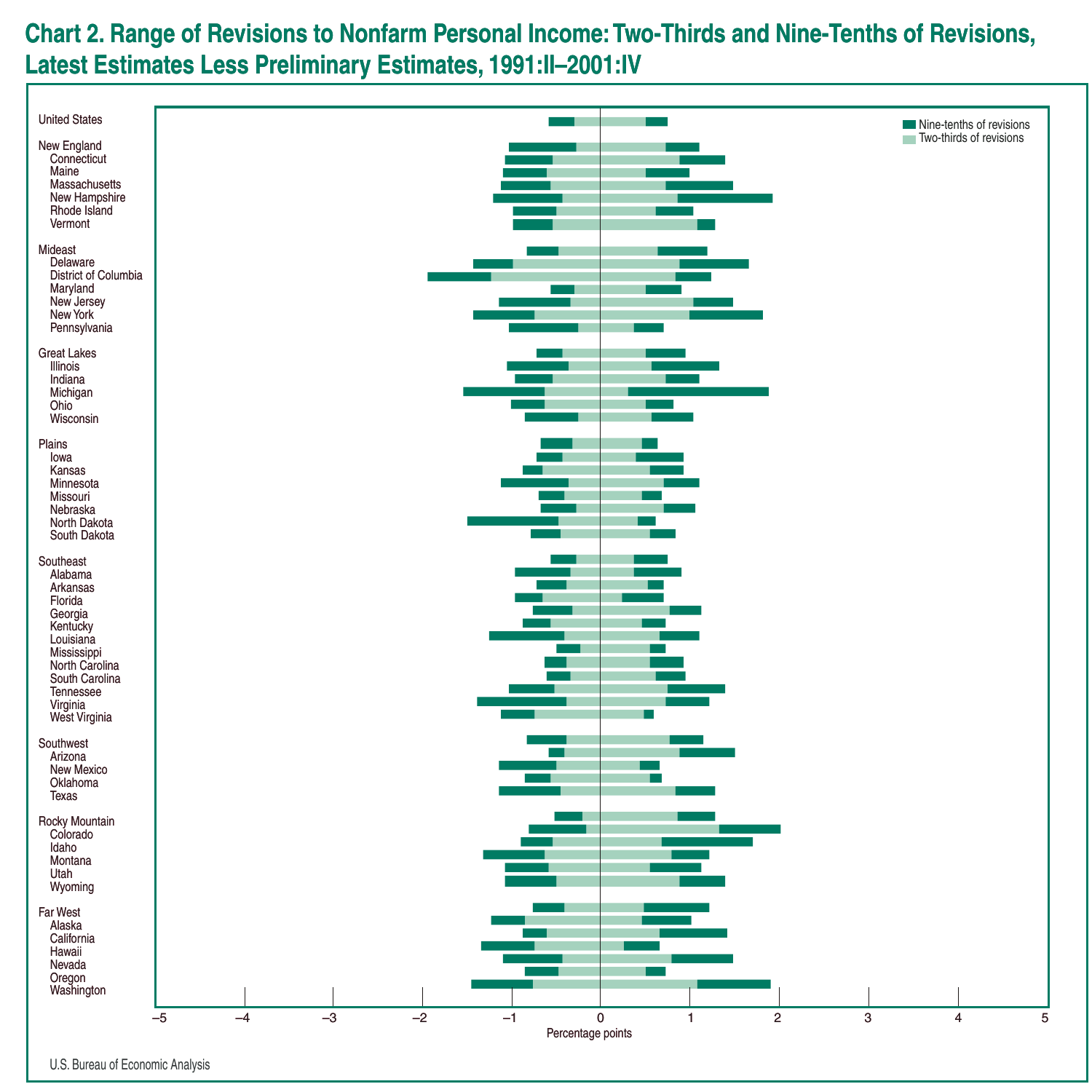# Chart 2. Range of Revisions to Nonfarm Personal Income: Two-Thirds and Nine-Tenths of Revisions, Latest Estimates Less Preliminary Estimates, 1991:II–2001:IV

Nine-tenths of revisions
Two-thirds of revisions

United States

New England
Connecticut
Maine
Massachusetts
New Hampshire
Rhode Island
Vermont

Mideast
Delaware
District of Columbia
Maryland
New Jersey
New York
Pennsylvania

Great Lakes
Illinois
Indiana
Michigan
Ohio
Wisconsin

Plains
Iowa
Kansas
Minnesota
Missouri
Nebraska
North Dakota
South Dakota

Southeast
Alabama
Arkansas
Florida
Georgia
Kentucky
Louisiana
Mississippi
North Carolina
South Carolina
Tennessee
Virginia
West Virginia

Southwest
Arizona
New Mexico
Oklahoma
Texas

Rocky Mountain
Colorado
Idaho
Montana
Utah
Wyoming

Far West
Alaska
California
Hawaii
Nevada
Oregon
Washington

–5 –4 –3 –2 –1 0 1 2 3 4 5

Percentage points

U.S. Bureau of Economic Analysis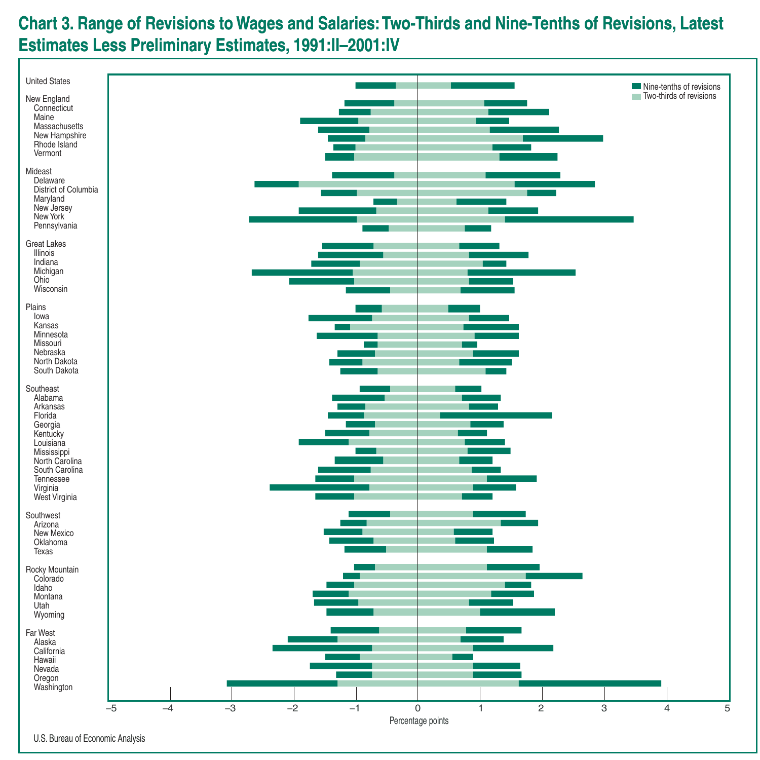# Chart 3. Range of Revisions to Wages and Salaries: Two-Thirds and Nine-Tenths of Revisions, Latest Estimates Less Preliminary Estimates, 1991:II–2001:IV

United States

New England
- Connecticut
- Maine
- Massachusetts
- New Hampshire
- Rhode Island
- Vermont

Mideast
- Delaware
- District of Columbia
- Maryland
- New Jersey
- New York
- Pennsylvania

Great Lakes
- Illinois
- Indiana
- Michigan
- Ohio
- Wisconsin

Plains
- Iowa
- Kansas
- Minnesota
- Missouri
- Nebraska
- North Dakota
- South Dakota

Southeast
- Alabama
- Arkansas
- Florida
- Georgia
- Kentucky
- Louisiana
- Mississippi
- North Carolina
- South Carolina
- Tennessee
- Virginia
- West Virginia

Southwest
- Arizona
- New Mexico
- Oklahoma
- Texas

Rocky Mountain
- Colorado
- Idaho
- Montana
- Utah
- Wyoming

Far West
- Alaska
- California
- Hawaii
- Nevada
- Oregon
- Washington

Nine-tenths of revisions
Two-thirds of revisions

−5 −4 −3 −2 −1 0 1 2 3 4 5

Percentage points

U.S. Bureau of Economic Analysis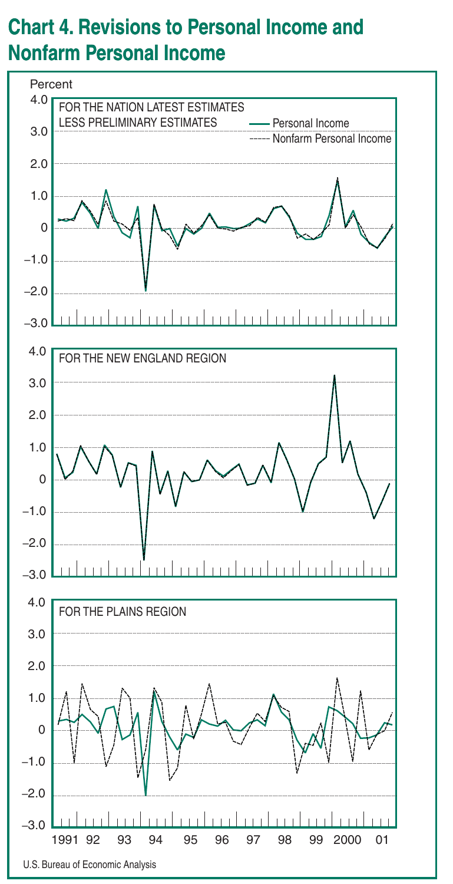# Chart 4. Revisions to Personal Income and Nonfarm Personal Income

Percent

FOR THE NATION LATEST ESTIMATES LESS PRELIMINARY ESTIMATES

— Personal Income

----- Nonfarm Personal Income

FOR THE NEW ENGLAND REGION

FOR THE PLAINS REGION

1991 92 93 94 95 96 97 98 99 2000 01

U.S. Bureau of Economic Analysis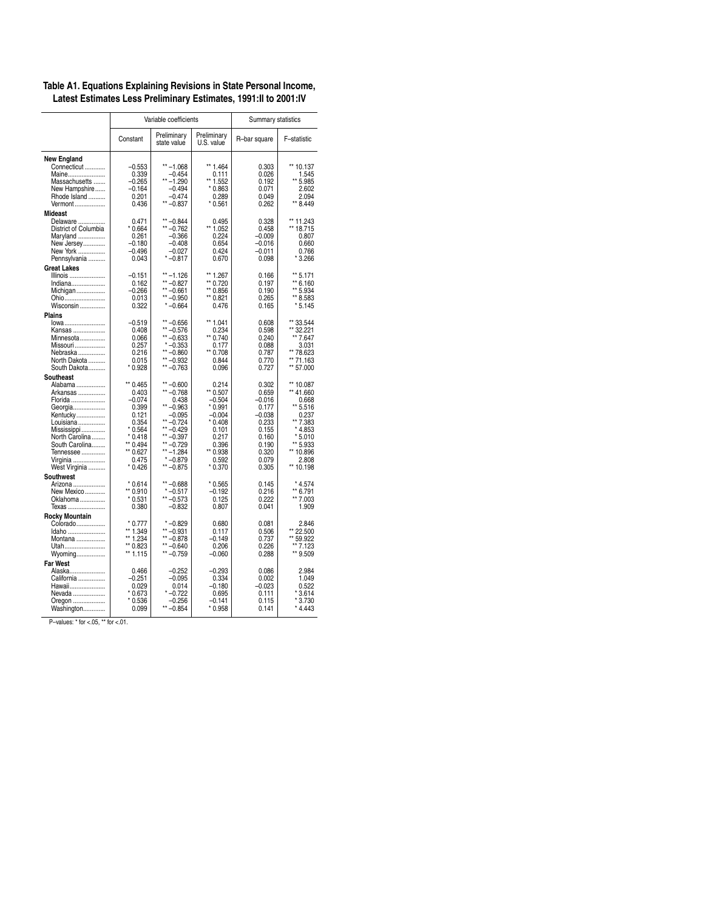**Table A1. Equations Explaining Revisions in State Personal Income, Latest Estimates Less Preliminary Estimates, 1991:II to 2001:IV**

| | Variable coefficients | | | Summary statistics | |
|---|---|---|---|---|---|
| | Constant | Preliminary state value | Preliminary U.S. value | R–bar square | F–statistic |
| **New England** | | | | | |
| Connecticut | –0.553 | ** –1.068 | ** 1.464 | 0.303 | ** 10.137 |
| Maine | 0.339 | –0.454 | 0.111 | 0.026 | 1.545 |
| Massachusetts | –0.265 | ** –1.290 | ** 1.552 | 0.192 | ** 5.985 |
| New Hampshire | –0.164 | –0.494 | * 0.863 | 0.071 | 2.602 |
| Rhode Island | 0.201 | –0.474 | 0.289 | 0.049 | 2.094 |
| Vermont | 0.436 | ** –0.837 | * 0.561 | 0.262 | ** 8.449 |
| **Mideast** | | | | | |
| Delaware | 0.471 | ** –0.844 | 0.495 | 0.328 | ** 11.243 |
| District of Columbia | * 0.664 | ** –0.762 | ** 1.052 | 0.458 | ** 18.715 |
| Maryland | 0.261 | –0.366 | 0.224 | –0.009 | 0.807 |
| New Jersey | –0.180 | –0.408 | 0.654 | –0.016 | 0.660 |
| New York | –0.496 | –0.027 | 0.424 | –0.011 | 0.766 |
| Pennsylvania | 0.043 | * –0.817 | 0.670 | 0.098 | * 3.266 |
| **Great Lakes** | | | | | |
| Illinois | –0.151 | ** –1.126 | ** 1.267 | 0.166 | ** 5.171 |
| Indiana | 0.162 | ** –0.827 | ** 0.720 | 0.197 | ** 6.160 |
| Michigan | –0.266 | ** –0.661 | ** 0.856 | 0.190 | ** 5.934 |
| Ohio | 0.013 | ** –0.950 | ** 0.821 | 0.265 | ** 8.583 |
| Wisconsin | 0.322 | * –0.664 | 0.476 | 0.165 | * 5.145 |
| **Plains** | | | | | |
| Iowa | –0.519 | ** –0.656 | ** 1.041 | 0.608 | ** 33.544 |
| Kansas | 0.408 | ** –0.576 | 0.234 | 0.598 | ** 32.221 |
| Minnesota | 0.066 | ** –0.633 | ** 0.740 | 0.240 | ** 7.647 |
| Missouri | 0.257 | * –0.353 | 0.177 | 0.088 | 3.031 |
| Nebraska | 0.216 | ** –0.860 | ** 0.708 | 0.787 | ** 78.623 |
| North Dakota | 0.015 | ** –0.932 | 0.844 | 0.770 | ** 71.163 |
| South Dakota | * 0.928 | ** –0.763 | 0.096 | 0.727 | ** 57.000 |
| **Southeast** | | | | | |
| Alabama | ** 0.465 | ** –0.600 | 0.214 | 0.302 | ** 10.087 |
| Arkansas | 0.403 | ** –0.768 | ** 0.507 | 0.659 | ** 41.660 |
| Florida | –0.074 | 0.438 | –0.504 | –0.016 | 0.668 |
| Georgia | 0.399 | ** –0.963 | * 0.991 | 0.177 | ** 5.516 |
| Kentucky | 0.121 | –0.095 | –0.004 | –0.038 | 0.237 |
| Louisiana | 0.354 | ** –0.724 | * 0.408 | 0.233 | ** 7.383 |
| Mississippi | * 0.564 | ** –0.429 | 0.101 | 0.155 | * 4.853 |
| North Carolina | * 0.418 | ** –0.397 | 0.217 | 0.160 | * 5.010 |
| South Carolina | ** 0.494 | ** –0.729 | 0.396 | 0.190 | ** 5.933 |
| Tennessee | ** 0.627 | ** –1.284 | ** 0.938 | 0.320 | ** 10.896 |
| Virginia | 0.475 | * –0.879 | 0.592 | 0.079 | 2.808 |
| West Virginia | * 0.426 | ** –0.875 | * 0.370 | 0.305 | ** 10.198 |
| **Southwest** | | | | | |
| Arizona | * 0.614 | ** –0.688 | * 0.565 | 0.145 | * 4.574 |
| New Mexico | ** 0.910 | * –0.517 | –0.192 | 0.216 | ** 6.791 |
| Oklahoma | * 0.531 | ** –0.573 | 0.125 | 0.222 | ** 7.003 |
| Texas | 0.380 | –0.832 | 0.807 | 0.041 | 1.909 |
| **Rocky Mountain** | | | | | |
| Colorado | * 0.777 | * –0.829 | 0.680 | 0.081 | 2.846 |
| Idaho | ** 1.349 | ** –0.931 | 0.117 | 0.506 | ** 22.500 |
| Montana | ** 1.234 | ** –0.878 | –0.149 | 0.737 | ** 59.922 |
| Utah | ** 0.823 | ** –0.640 | 0.206 | 0.226 | ** 7.123 |
| Wyoming | ** 1.115 | ** –0.759 | –0.060 | 0.288 | ** 9.509 |
| **Far West** | | | | | |
| Alaska | 0.466 | –0.252 | –0.293 | 0.086 | 2.984 |
| California | –0.251 | –0.095 | 0.334 | 0.002 | 1.049 |
| Hawaii | 0.029 | 0.014 | –0.180 | –0.023 | 0.522 |
| Nevada | * 0.673 | * –0.722 | 0.695 | 0.111 | * 3.614 |
| Oregon | * 0.536 | –0.256 | –0.141 | 0.115 | * 3.730 |
| Washington | 0.099 | ** –0.854 | * 0.958 | 0.141 | * 4.443 |

P–values: * for <.05, ** for <.01.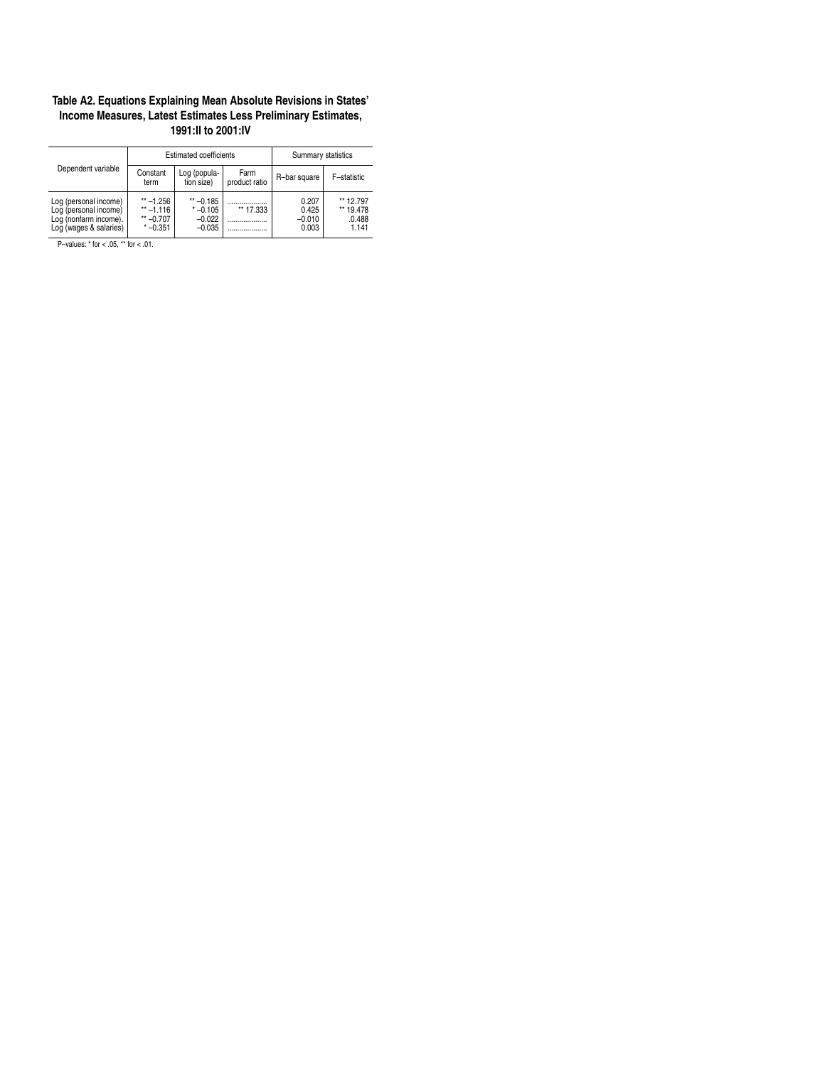**Table A2. Equations Explaining Mean Absolute Revisions in States' Income Measures, Latest Estimates Less Preliminary Estimates, 1991:II to 2001:IV**

| Dependent variable | Estimated coefficients | | | Summary statistics | |
|---|---|---|---|---|---|
| | Constant term | Log (population size) | Farm product ratio | R–bar square | F–statistic |
| Log (personal income) | ** –1.256 | ** –0.185 | .................... | 0.207 | ** 12.797 |
| Log (personal income) | ** –1.116 | * –0.105 | ** 17.333 | 0.425 | ** 19.478 |
| Log (nonfarm income). | ** –0.707 | –0.022 | .................... | –0.010 | .0.488 |
| Log (wages & salaries) | * –0.351 | –0.035 | .................... | 0.003 | 1.141 |

P–values: * for < .05, ** for < .01.